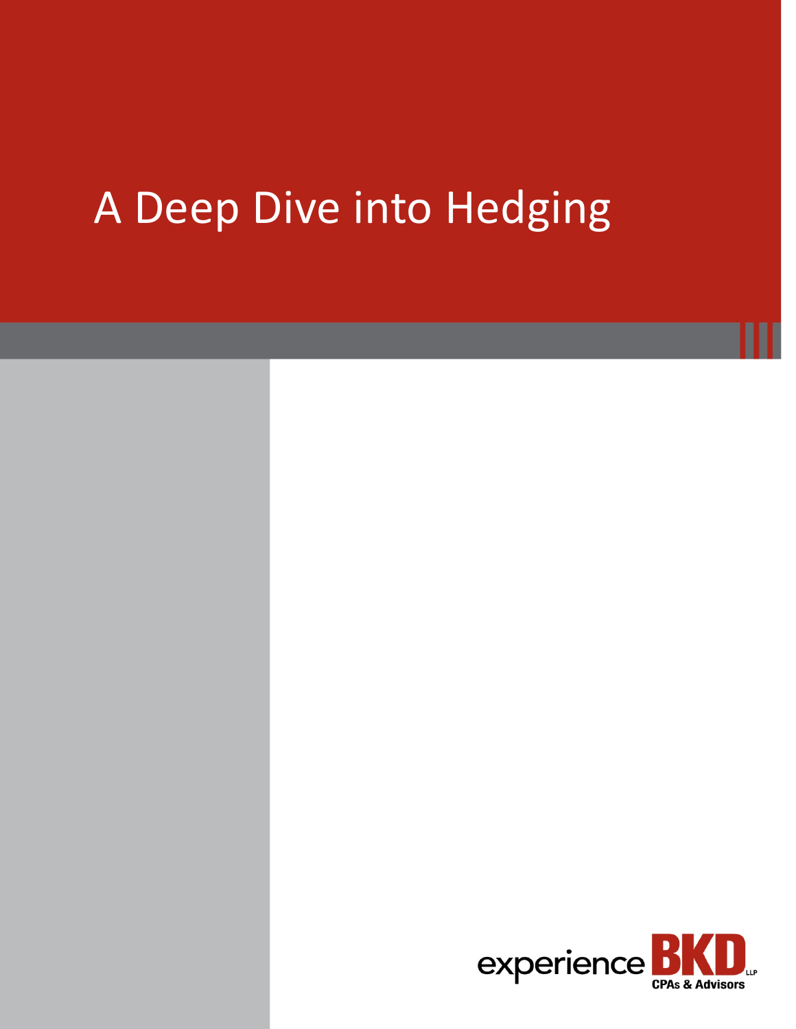# A Deep Dive into Hedging

experience BKD LLP
CPAs & Advisors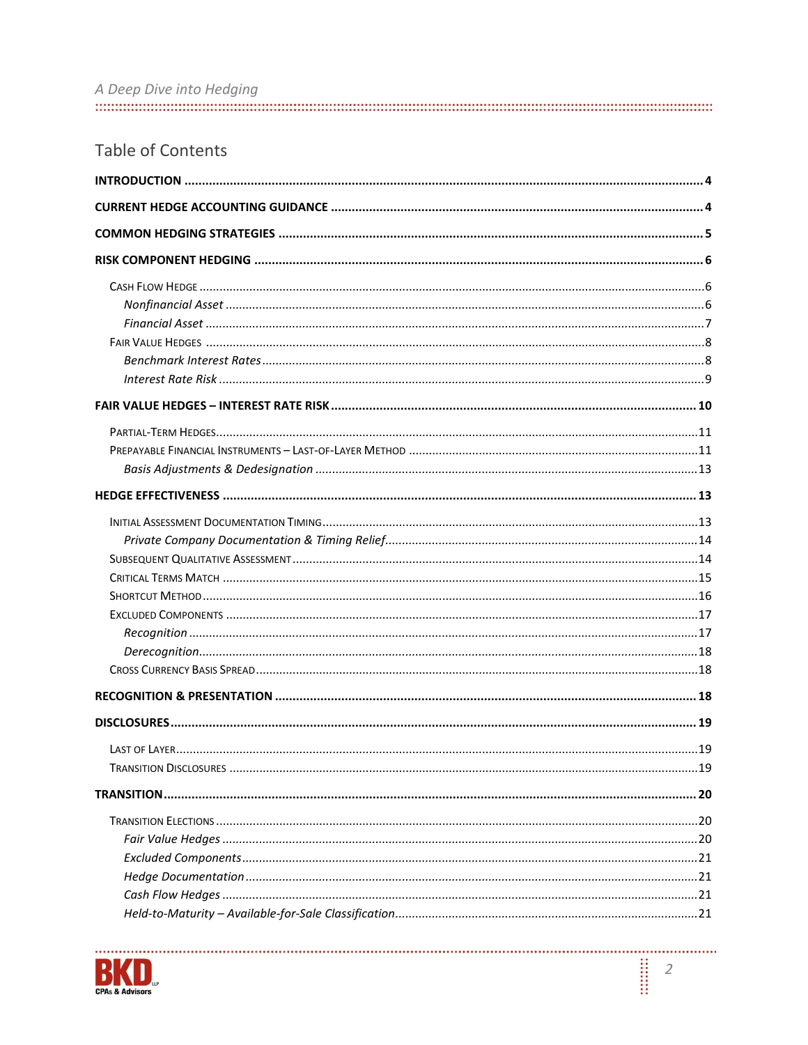# Table of Contents

**INTRODUCTION** ..... 4

**CURRENT HEDGE ACCOUNTING GUIDANCE** ..... 4

**COMMON HEDGING STRATEGIES** ..... 5

**RISK COMPONENT HEDGING** ..... 6

- Cash Flow Hedge ..... 6
  - *Nonfinancial Asset* ..... 6
  - *Financial Asset* ..... 7
- Fair Value Hedges ..... 8
  - *Benchmark Interest Rates* ..... 8
  - *Interest Rate Risk* ..... 9

**FAIR VALUE HEDGES – INTEREST RATE RISK** ..... 10

- Partial-Term Hedges ..... 11
- Prepayable Financial Instruments – Last-of-Layer Method ..... 11
  - *Basis Adjustments & Dedesignation* ..... 13

**HEDGE EFFECTIVENESS** ..... 13

- Initial Assessment Documentation Timing ..... 13
  - *Private Company Documentation & Timing Relief* ..... 14
- Subsequent Qualitative Assessment ..... 14
- Critical Terms Match ..... 15
- Shortcut Method ..... 16
- Excluded Components ..... 17
  - *Recognition* ..... 17
  - *Derecognition* ..... 18
- Cross Currency Basis Spread ..... 18

**RECOGNITION & PRESENTATION** ..... 18

**DISCLOSURES** ..... 19

- Last of Layer ..... 19
- Transition Disclosures ..... 19

**TRANSITION** ..... 20

- Transition Elections ..... 20
  - *Fair Value Hedges* ..... 20
  - *Excluded Components* ..... 21
  - *Hedge Documentation* ..... 21
  - *Cash Flow Hedges* ..... 21
  - *Held-to-Maturity – Available-for-Sale Classification* ..... 21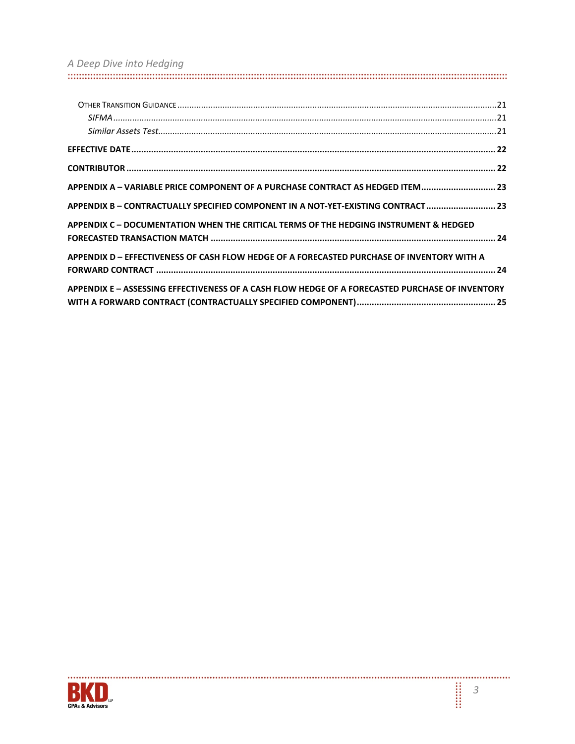Other Transition Guidance ....................................................................................................................................21

*SIFMA* ...............................................................................................................................................21

*Similar Assets Test* ...........................................................................................................................21

**EFFECTIVE DATE .................................................................................................................................22**

**CONTRIBUTOR ....................................................................................................................................22**

**APPENDIX A – VARIABLE PRICE COMPONENT OF A PURCHASE CONTRACT AS HEDGED ITEM .............................23**

**APPENDIX B – CONTRACTUALLY SPECIFIED COMPONENT IN A NOT-YET-EXISTING CONTRACT ...........................23**

**APPENDIX C – DOCUMENTATION WHEN THE CRITICAL TERMS OF THE HEDGING INSTRUMENT & HEDGED FORECASTED TRANSACTION MATCH ..................................................................................................24**

**APPENDIX D – EFFECTIVENESS OF CASH FLOW HEDGE OF A FORECASTED PURCHASE OF INVENTORY WITH A FORWARD CONTRACT ......................................................................................................................24**

**APPENDIX E – ASSESSING EFFECTIVENESS OF A CASH FLOW HEDGE OF A FORECASTED PURCHASE OF INVENTORY WITH A FORWARD CONTRACT (CONTRACTUALLY SPECIFIED COMPONENT) .......................................................25**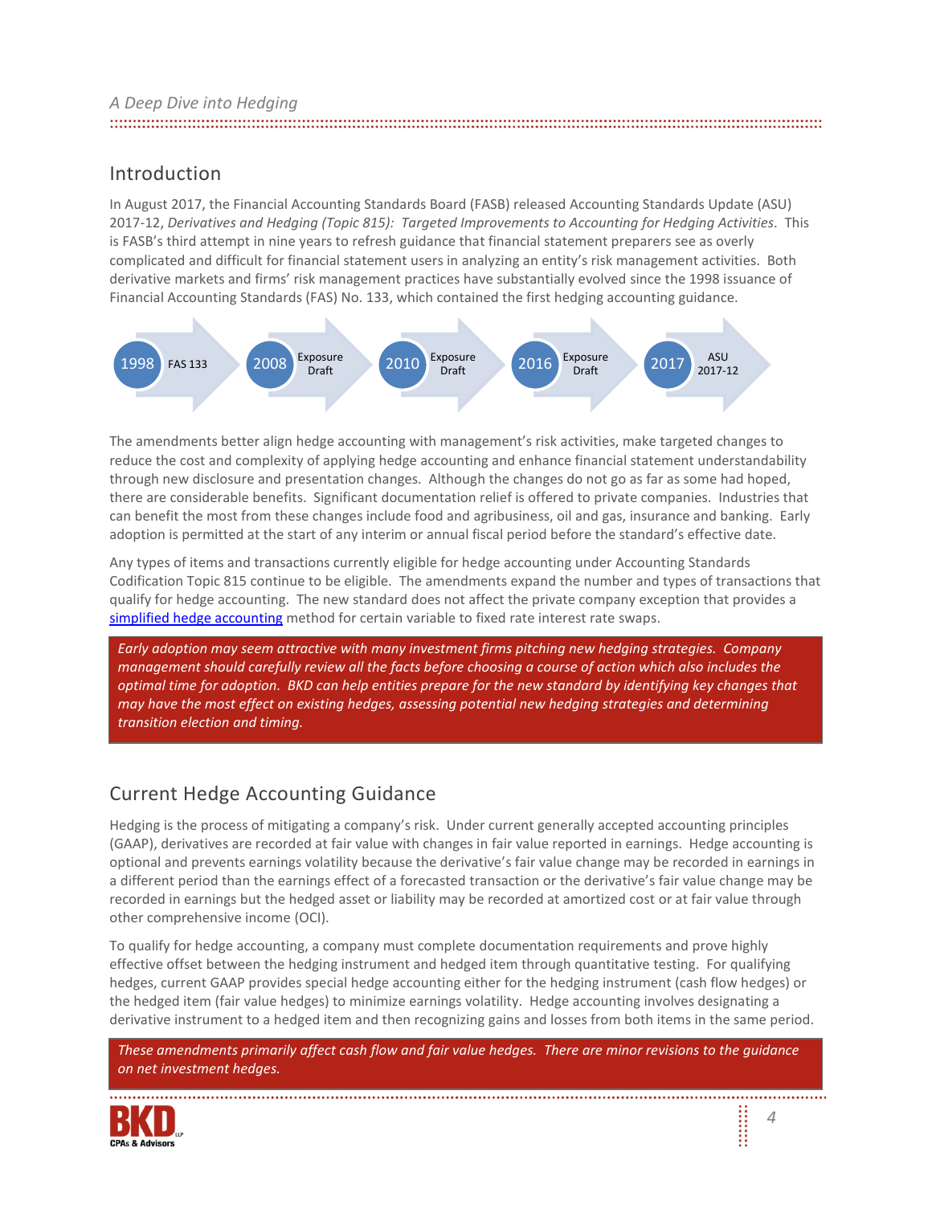## Introduction

In August 2017, the Financial Accounting Standards Board (FASB) released Accounting Standards Update (ASU) 2017-12, *Derivatives and Hedging (Topic 815): Targeted Improvements to Accounting for Hedging Activities*. This is FASB's third attempt in nine years to refresh guidance that financial statement preparers see as overly complicated and difficult for financial statement users in analyzing an entity's risk management activities. Both derivative markets and firms' risk management practices have substantially evolved since the 1998 issuance of Financial Accounting Standards (FAS) No. 133, which contained the first hedging accounting guidance.

1998 FAS 133
2008 Exposure Draft
2010 Exposure Draft
2016 Exposure Draft
2017 ASU 2017-12

The amendments better align hedge accounting with management's risk activities, make targeted changes to reduce the cost and complexity of applying hedge accounting and enhance financial statement understandability through new disclosure and presentation changes. Although the changes do not go as far as some had hoped, there are considerable benefits. Significant documentation relief is offered to private companies. Industries that can benefit the most from these changes include food and agribusiness, oil and gas, insurance and banking. Early adoption is permitted at the start of any interim or annual fiscal period before the standard's effective date.

Any types of items and transactions currently eligible for hedge accounting under Accounting Standards Codification Topic 815 continue to be eligible. The amendments expand the number and types of transactions that qualify for hedge accounting. The new standard does not affect the private company exception that provides a simplified hedge accounting method for certain variable to fixed rate interest rate swaps.

*Early adoption may seem attractive with many investment firms pitching new hedging strategies. Company management should carefully review all the facts before choosing a course of action which also includes the optimal time for adoption. BKD can help entities prepare for the new standard by identifying key changes that may have the most effect on existing hedges, assessing potential new hedging strategies and determining transition election and timing.*

## Current Hedge Accounting Guidance

Hedging is the process of mitigating a company's risk. Under current generally accepted accounting principles (GAAP), derivatives are recorded at fair value with changes in fair value reported in earnings. Hedge accounting is optional and prevents earnings volatility because the derivative's fair value change may be recorded in earnings in a different period than the earnings effect of a forecasted transaction or the derivative's fair value change may be recorded in earnings but the hedged asset or liability may be recorded at amortized cost or at fair value through other comprehensive income (OCI).

To qualify for hedge accounting, a company must complete documentation requirements and prove highly effective offset between the hedging instrument and hedged item through quantitative testing. For qualifying hedges, current GAAP provides special hedge accounting either for the hedging instrument (cash flow hedges) or the hedged item (fair value hedges) to minimize earnings volatility. Hedge accounting involves designating a derivative instrument to a hedged item and then recognizing gains and losses from both items in the same period.

*These amendments primarily affect cash flow and fair value hedges. There are minor revisions to the guidance on net investment hedges.*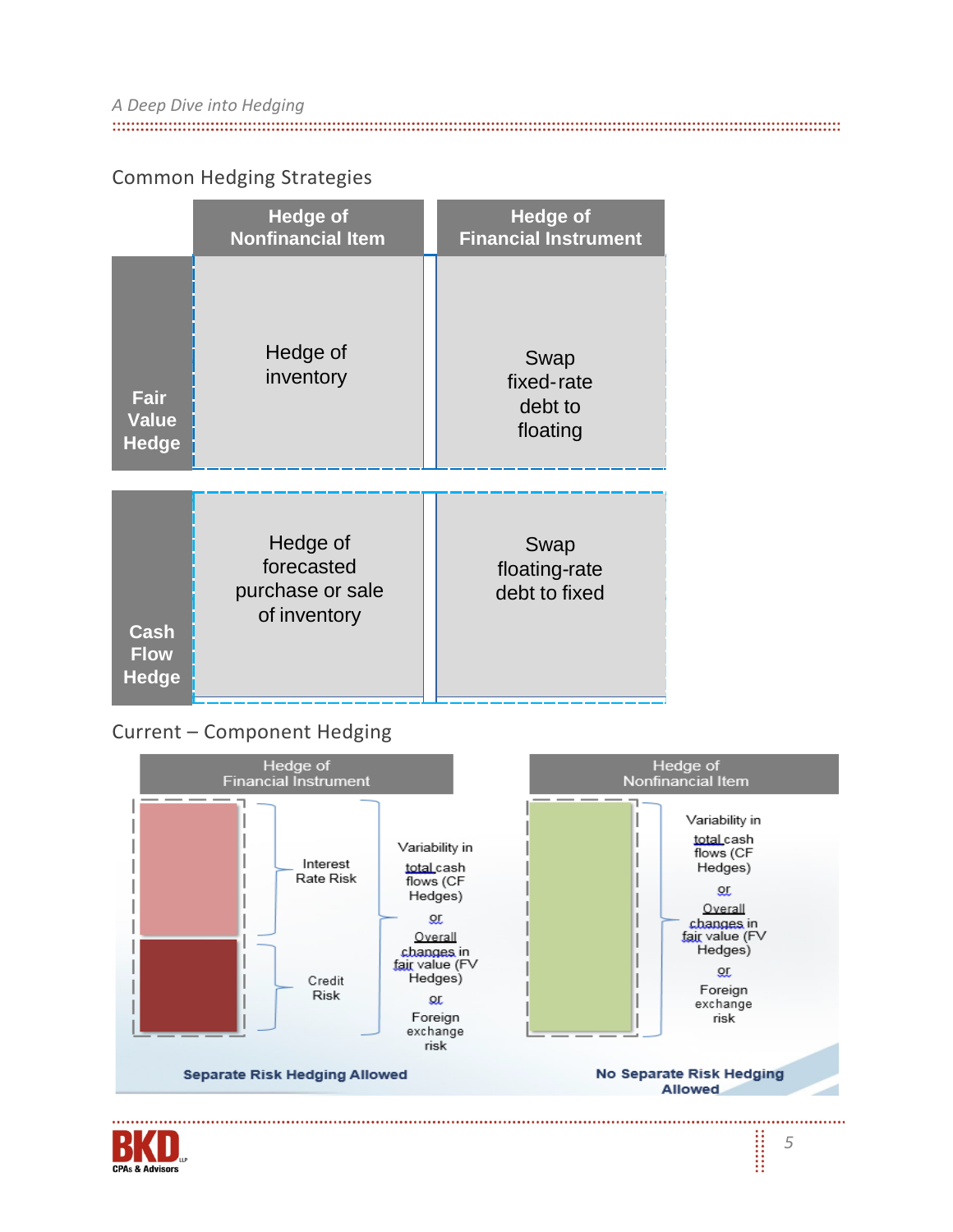## Common Hedging Strategies

| | Hedge of Nonfinancial Item | Hedge of Financial Instrument |
|---|---|---|
| **Fair Value Hedge** | Hedge of inventory | Swap fixed-rate debt to floating |
| **Cash Flow Hedge** | Hedge of forecasted purchase or sale of inventory | Swap floating-rate debt to fixed |

## Current – Component Hedging

Hedge of Financial Instrument

Interest Rate Risk

Credit Risk

Variability in total cash flows (CF Hedges)

or

Overall changes in fair value (FV Hedges)

or

Foreign exchange risk

Separate Risk Hedging Allowed

Hedge of Nonfinancial Item

Variability in total cash flows (CF Hedges)

or

Overall changes in fair value (FV Hedges)

or

Foreign exchange risk

No Separate Risk Hedging Allowed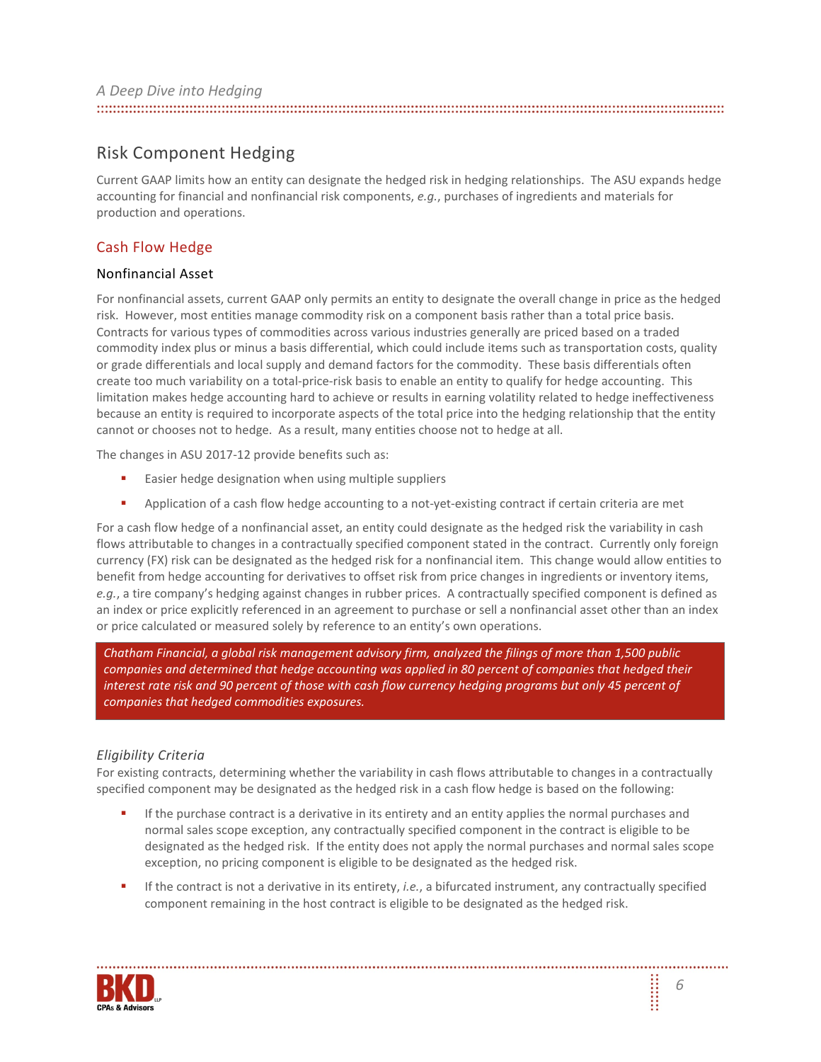## Risk Component Hedging

Current GAAP limits how an entity can designate the hedged risk in hedging relationships. The ASU expands hedge accounting for financial and nonfinancial risk components, *e.g.*, purchases of ingredients and materials for production and operations.

### Cash Flow Hedge

#### Nonfinancial Asset

For nonfinancial assets, current GAAP only permits an entity to designate the overall change in price as the hedged risk. However, most entities manage commodity risk on a component basis rather than a total price basis. Contracts for various types of commodities across various industries generally are priced based on a traded commodity index plus or minus a basis differential, which could include items such as transportation costs, quality or grade differentials and local supply and demand factors for the commodity. These basis differentials often create too much variability on a total-price-risk basis to enable an entity to qualify for hedge accounting. This limitation makes hedge accounting hard to achieve or results in earning volatility related to hedge ineffectiveness because an entity is required to incorporate aspects of the total price into the hedging relationship that the entity cannot or chooses not to hedge. As a result, many entities choose not to hedge at all.

The changes in ASU 2017-12 provide benefits such as:

- Easier hedge designation when using multiple suppliers
- Application of a cash flow hedge accounting to a not-yet-existing contract if certain criteria are met

For a cash flow hedge of a nonfinancial asset, an entity could designate as the hedged risk the variability in cash flows attributable to changes in a contractually specified component stated in the contract. Currently only foreign currency (FX) risk can be designated as the hedged risk for a nonfinancial item. This change would allow entities to benefit from hedge accounting for derivatives to offset risk from price changes in ingredients or inventory items, *e.g.*, a tire company's hedging against changes in rubber prices. A contractually specified component is defined as an index or price explicitly referenced in an agreement to purchase or sell a nonfinancial asset other than an index or price calculated or measured solely by reference to an entity's own operations.

*Chatham Financial, a global risk management advisory firm, analyzed the filings of more than 1,500 public companies and determined that hedge accounting was applied in 80 percent of companies that hedged their interest rate risk and 90 percent of those with cash flow currency hedging programs but only 45 percent of companies that hedged commodities exposures.*

##### *Eligibility Criteria*

For existing contracts, determining whether the variability in cash flows attributable to changes in a contractually specified component may be designated as the hedged risk in a cash flow hedge is based on the following:

- If the purchase contract is a derivative in its entirety and an entity applies the normal purchases and normal sales scope exception, any contractually specified component in the contract is eligible to be designated as the hedged risk. If the entity does not apply the normal purchases and normal sales scope exception, no pricing component is eligible to be designated as the hedged risk.
- If the contract is not a derivative in its entirety, *i.e.*, a bifurcated instrument, any contractually specified component remaining in the host contract is eligible to be designated as the hedged risk.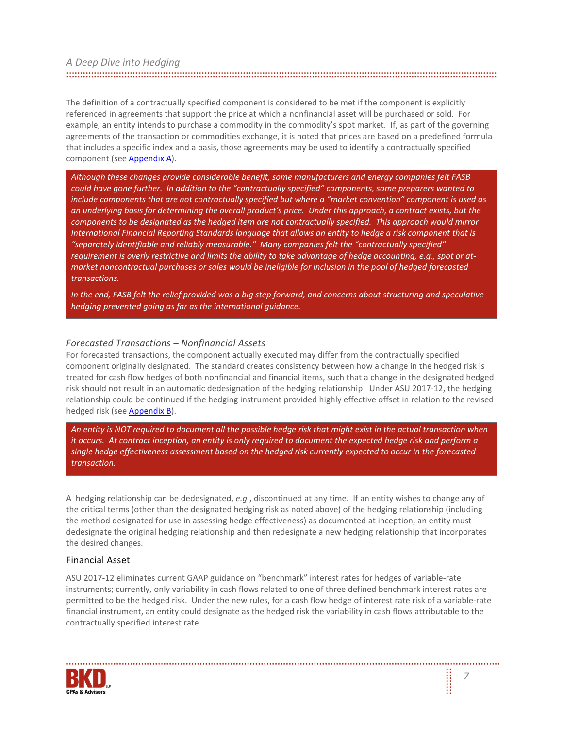The definition of a contractually specified component is considered to be met if the component is explicitly referenced in agreements that support the price at which a nonfinancial asset will be purchased or sold. For example, an entity intends to purchase a commodity in the commodity's spot market. If, as part of the governing agreements of the transaction or commodities exchange, it is noted that prices are based on a predefined formula that includes a specific index and a basis, those agreements may be used to identify a contractually specified component (see Appendix A).

> *Although these changes provide considerable benefit, some manufacturers and energy companies felt FASB could have gone further. In addition to the "contractually specified" components, some preparers wanted to include components that are not contractually specified but where a "market convention" component is used as an underlying basis for determining the overall product's price. Under this approach, a contract exists, but the components to be designated as the hedged item are not contractually specified. This approach would mirror International Financial Reporting Standards language that allows an entity to hedge a risk component that is "separately identifiable and reliably measurable." Many companies felt the "contractually specified" requirement is overly restrictive and limits the ability to take advantage of hedge accounting, e.g., spot or at-market noncontractual purchases or sales would be ineligible for inclusion in the pool of hedged forecasted transactions.*
>
> *In the end, FASB felt the relief provided was a big step forward, and concerns about structuring and speculative hedging prevented going as far as the international guidance.*

### *Forecasted Transactions – Nonfinancial Assets*

For forecasted transactions, the component actually executed may differ from the contractually specified component originally designated. The standard creates consistency between how a change in the hedged risk is treated for cash flow hedges of both nonfinancial and financial items, such that a change in the designated hedged risk should not result in an automatic dedesignation of the hedging relationship. Under ASU 2017-12, the hedging relationship could be continued if the hedging instrument provided highly effective offset in relation to the revised hedged risk (see Appendix B).

> *An entity is NOT required to document all the possible hedge risk that might exist in the actual transaction when it occurs. At contract inception, an entity is only required to document the expected hedge risk and perform a single hedge effectiveness assessment based on the hedged risk currently expected to occur in the forecasted transaction.*

A hedging relationship can be dedesignated, *e.g.*, discontinued at any time. If an entity wishes to change any of the critical terms (other than the designated hedging risk as noted above) of the hedging relationship (including the method designated for use in assessing hedge effectiveness) as documented at inception, an entity must dedesignate the original hedging relationship and then redesignate a new hedging relationship that incorporates the desired changes.

## Financial Asset

ASU 2017-12 eliminates current GAAP guidance on "benchmark" interest rates for hedges of variable-rate instruments; currently, only variability in cash flows related to one of three defined benchmark interest rates are permitted to be the hedged risk. Under the new rules, for a cash flow hedge of interest rate risk of a variable-rate financial instrument, an entity could designate as the hedged risk the variability in cash flows attributable to the contractually specified interest rate.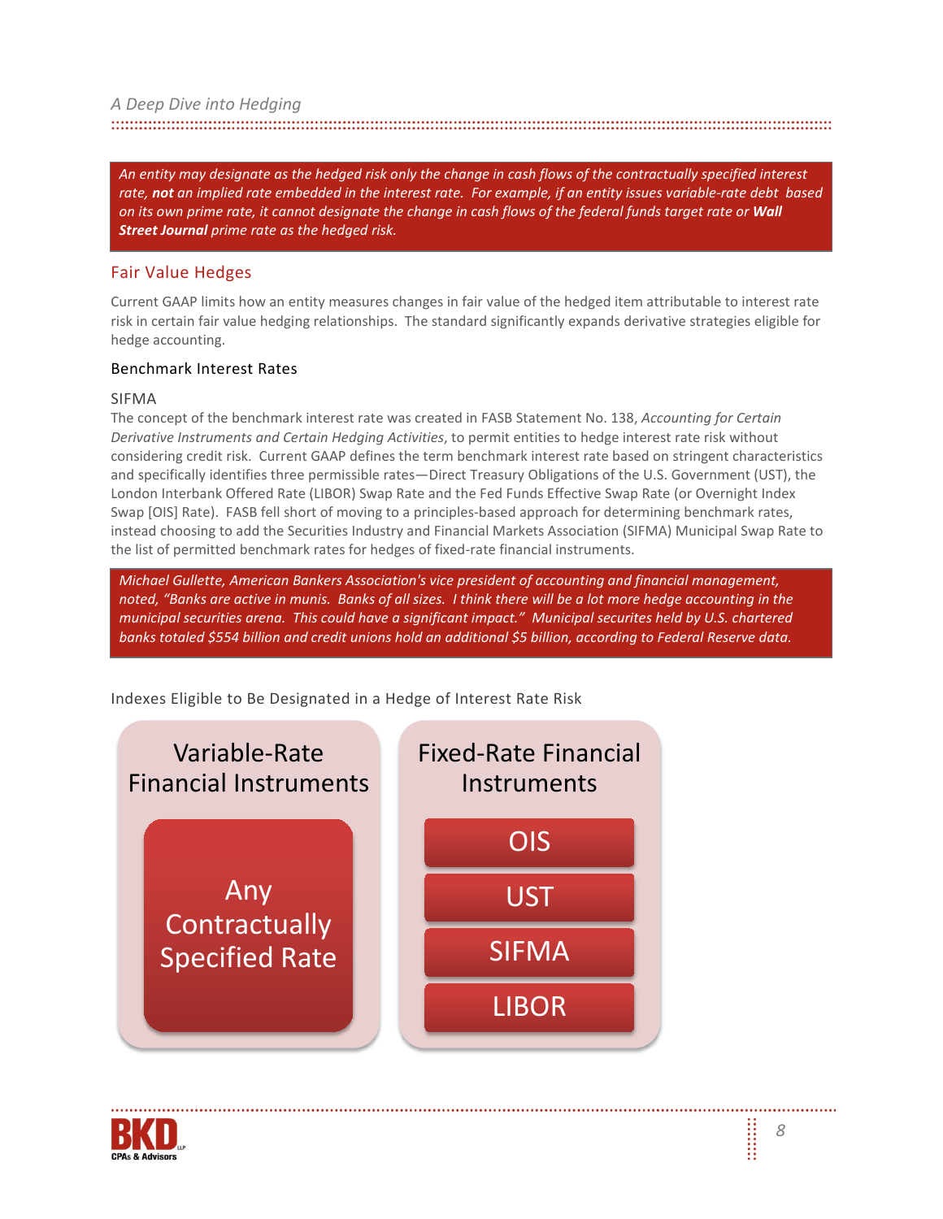*An entity may designate as the hedged risk only the change in cash flows of the contractually specified interest rate,* ***not*** *an implied rate embedded in the interest rate. For example, if an entity issues variable-rate debt based on its own prime rate, it cannot designate the change in cash flows of the federal funds target rate or* ***Wall Street Journal*** *prime rate as the hedged risk.*

## Fair Value Hedges

Current GAAP limits how an entity measures changes in fair value of the hedged item attributable to interest rate risk in certain fair value hedging relationships. The standard significantly expands derivative strategies eligible for hedge accounting.

### Benchmark Interest Rates

#### SIFMA

The concept of the benchmark interest rate was created in FASB Statement No. 138, *Accounting for Certain Derivative Instruments and Certain Hedging Activities*, to permit entities to hedge interest rate risk without considering credit risk. Current GAAP defines the term benchmark interest rate based on stringent characteristics and specifically identifies three permissible rates—Direct Treasury Obligations of the U.S. Government (UST), the London Interbank Offered Rate (LIBOR) Swap Rate and the Fed Funds Effective Swap Rate (or Overnight Index Swap [OIS] Rate). FASB fell short of moving to a principles-based approach for determining benchmark rates, instead choosing to add the Securities Industry and Financial Markets Association (SIFMA) Municipal Swap Rate to the list of permitted benchmark rates for hedges of fixed-rate financial instruments.

*Michael Gullette, American Bankers Association's vice president of accounting and financial management, noted, "Banks are active in munis. Banks of all sizes. I think there will be a lot more hedge accounting in the municipal securities arena. This could have a significant impact." Municipal securites held by U.S. chartered banks totaled $554 billion and credit unions hold an additional $5 billion, according to Federal Reserve data.*

Indexes Eligible to Be Designated in a Hedge of Interest Rate Risk

| Variable-Rate Financial Instruments | Fixed-Rate Financial Instruments |
|---|---|
| Any Contractually Specified Rate | OIS |
| | UST |
| | SIFMA |
| | LIBOR |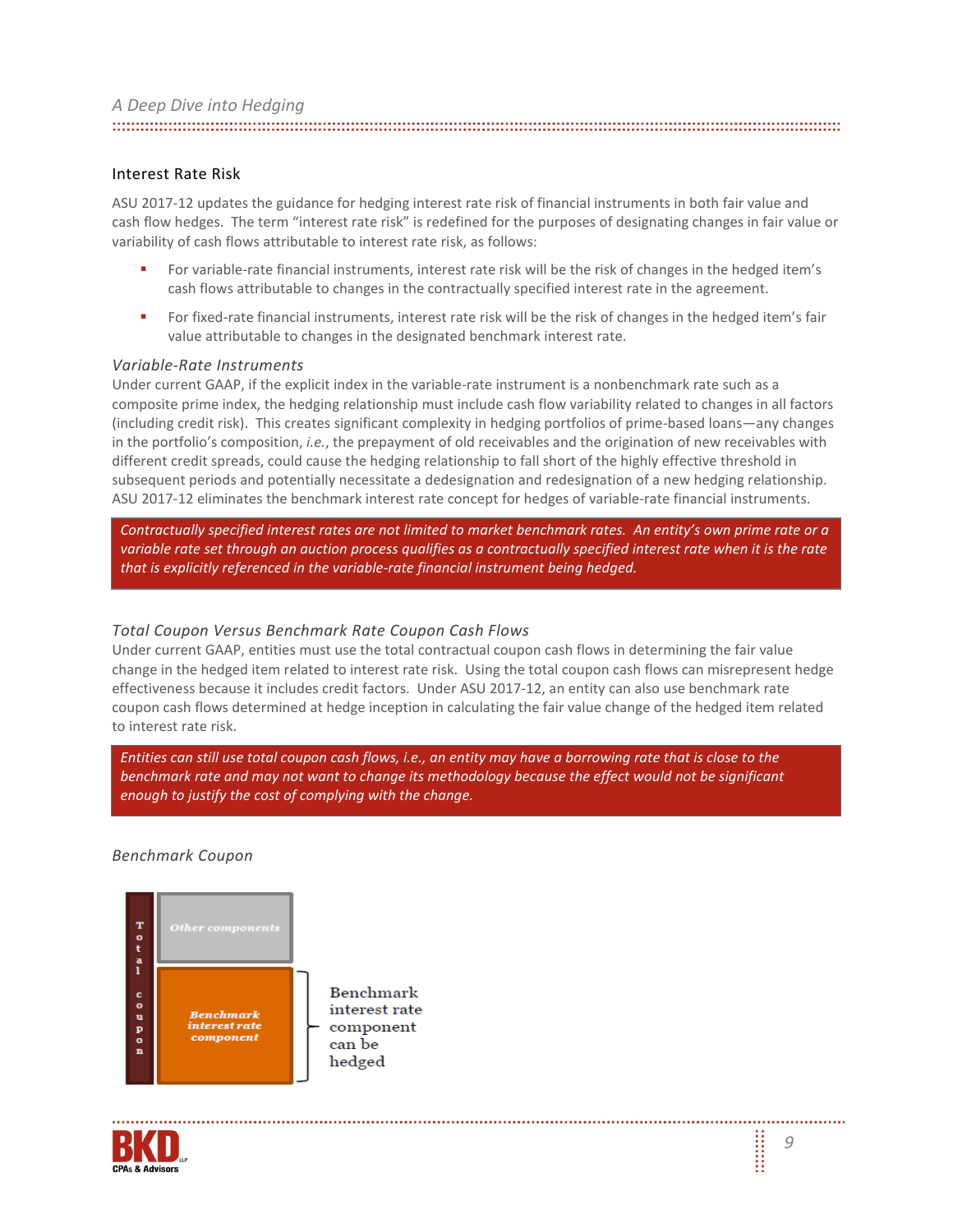## Interest Rate Risk

ASU 2017-12 updates the guidance for hedging interest rate risk of financial instruments in both fair value and cash flow hedges. The term "interest rate risk" is redefined for the purposes of designating changes in fair value or variability of cash flows attributable to interest rate risk, as follows:

- For variable-rate financial instruments, interest rate risk will be the risk of changes in the hedged item's cash flows attributable to changes in the contractually specified interest rate in the agreement.
- For fixed-rate financial instruments, interest rate risk will be the risk of changes in the hedged item's fair value attributable to changes in the designated benchmark interest rate.

### *Variable-Rate Instruments*

Under current GAAP, if the explicit index in the variable-rate instrument is a nonbenchmark rate such as a composite prime index, the hedging relationship must include cash flow variability related to changes in all factors (including credit risk). This creates significant complexity in hedging portfolios of prime-based loans—any changes in the portfolio's composition, *i.e.*, the prepayment of old receivables and the origination of new receivables with different credit spreads, could cause the hedging relationship to fall short of the highly effective threshold in subsequent periods and potentially necessitate a dedesignation and redesignation of a new hedging relationship. ASU 2017-12 eliminates the benchmark interest rate concept for hedges of variable-rate financial instruments.

*Contractually specified interest rates are not limited to market benchmark rates. An entity's own prime rate or a variable rate set through an auction process qualifies as a contractually specified interest rate when it is the rate that is explicitly referenced in the variable-rate financial instrument being hedged.*

### *Total Coupon Versus Benchmark Rate Coupon Cash Flows*

Under current GAAP, entities must use the total contractual coupon cash flows in determining the fair value change in the hedged item related to interest rate risk. Using the total coupon cash flows can misrepresent hedge effectiveness because it includes credit factors. Under ASU 2017-12, an entity can also use benchmark rate coupon cash flows determined at hedge inception in calculating the fair value change of the hedged item related to interest rate risk.

*Entities can still use total coupon cash flows, i.e., an entity may have a borrowing rate that is close to the benchmark rate and may not want to change its methodology because the effect would not be significant enough to justify the cost of complying with the change.*

### *Benchmark Coupon*

Total coupon

Other components

Benchmark interest rate component

Benchmark interest rate component can be hedged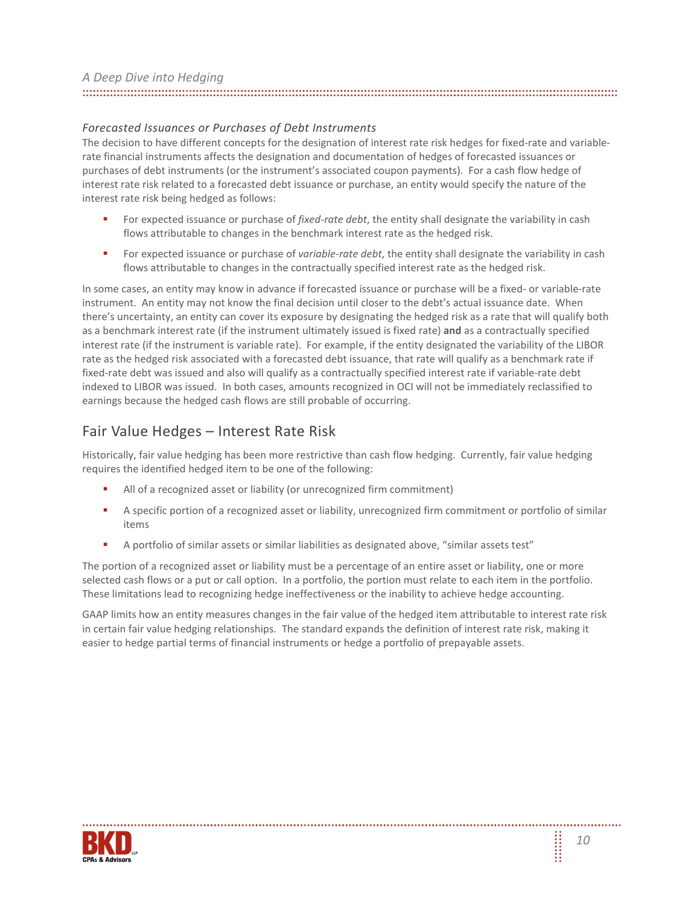### *Forecasted Issuances or Purchases of Debt Instruments*

The decision to have different concepts for the designation of interest rate risk hedges for fixed-rate and variable-rate financial instruments affects the designation and documentation of hedges of forecasted issuances or purchases of debt instruments (or the instrument's associated coupon payments). For a cash flow hedge of interest rate risk related to a forecasted debt issuance or purchase, an entity would specify the nature of the interest rate risk being hedged as follows:

- For expected issuance or purchase of *fixed-rate debt*, the entity shall designate the variability in cash flows attributable to changes in the benchmark interest rate as the hedged risk.
- For expected issuance or purchase of *variable-rate debt*, the entity shall designate the variability in cash flows attributable to changes in the contractually specified interest rate as the hedged risk.

In some cases, an entity may know in advance if forecasted issuance or purchase will be a fixed- or variable-rate instrument. An entity may not know the final decision until closer to the debt's actual issuance date. When there's uncertainty, an entity can cover its exposure by designating the hedged risk as a rate that will qualify both as a benchmark interest rate (if the instrument ultimately issued is fixed rate) **and** as a contractually specified interest rate (if the instrument is variable rate). For example, if the entity designated the variability of the LIBOR rate as the hedged risk associated with a forecasted debt issuance, that rate will qualify as a benchmark rate if fixed-rate debt was issued and also will qualify as a contractually specified interest rate if variable-rate debt indexed to LIBOR was issued. In both cases, amounts recognized in OCI will not be immediately reclassified to earnings because the hedged cash flows are still probable of occurring.

## Fair Value Hedges – Interest Rate Risk

Historically, fair value hedging has been more restrictive than cash flow hedging. Currently, fair value hedging requires the identified hedged item to be one of the following:

- All of a recognized asset or liability (or unrecognized firm commitment)
- A specific portion of a recognized asset or liability, unrecognized firm commitment or portfolio of similar items
- A portfolio of similar assets or similar liabilities as designated above, "similar assets test"

The portion of a recognized asset or liability must be a percentage of an entire asset or liability, one or more selected cash flows or a put or call option. In a portfolio, the portion must relate to each item in the portfolio. These limitations lead to recognizing hedge ineffectiveness or the inability to achieve hedge accounting.

GAAP limits how an entity measures changes in the fair value of the hedged item attributable to interest rate risk in certain fair value hedging relationships. The standard expands the definition of interest rate risk, making it easier to hedge partial terms of financial instruments or hedge a portfolio of prepayable assets.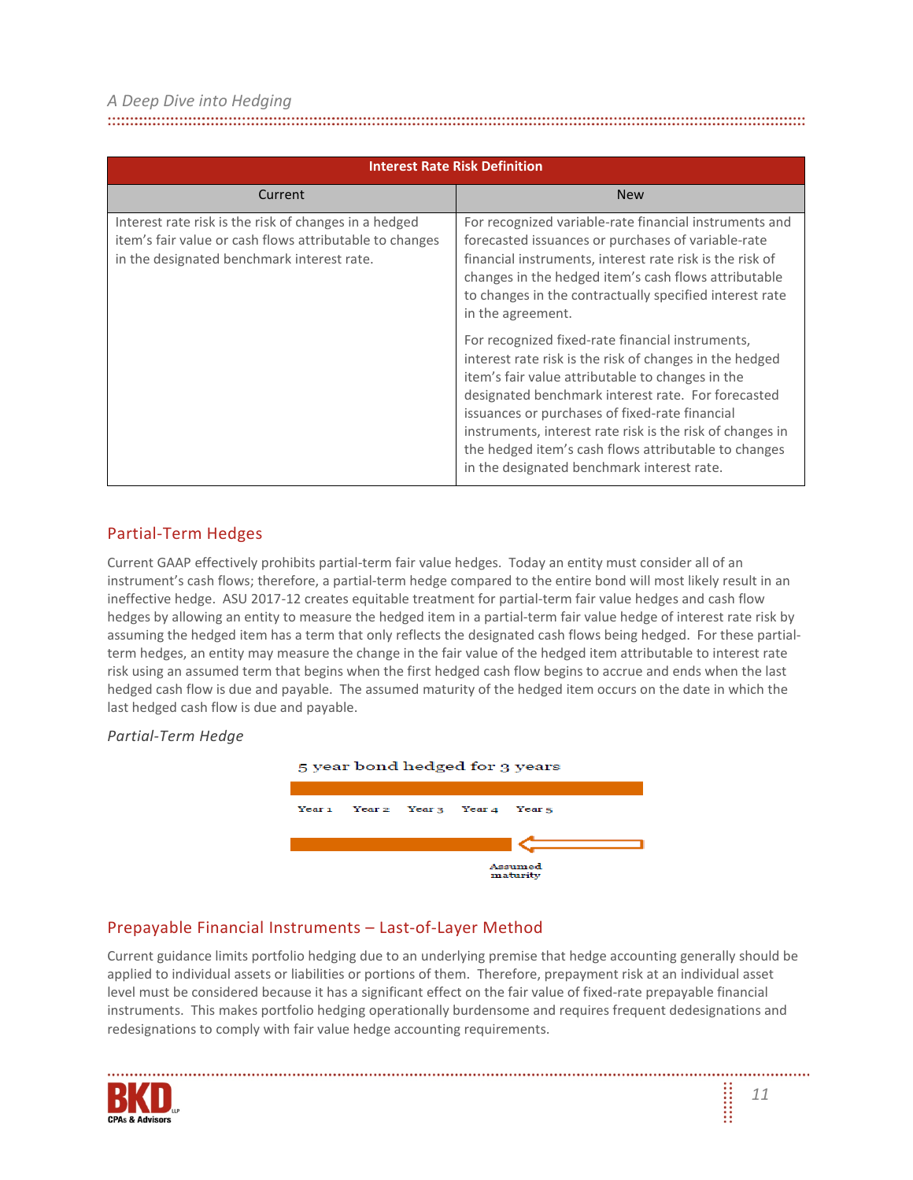| Interest Rate Risk Definition | |
|---|---|
| Current | New |
| Interest rate risk is the risk of changes in a hedged item's fair value or cash flows attributable to changes in the designated benchmark interest rate. | For recognized variable-rate financial instruments and forecasted issuances or purchases of variable-rate financial instruments, interest rate risk is the risk of changes in the hedged item's cash flows attributable to changes in the contractually specified interest rate in the agreement.<br><br>For recognized fixed-rate financial instruments, interest rate risk is the risk of changes in the hedged item's fair value attributable to changes in the designated benchmark interest rate. For forecasted issuances or purchases of fixed-rate financial instruments, interest rate risk is the risk of changes in the hedged item's cash flows attributable to changes in the designated benchmark interest rate. |

## Partial-Term Hedges

Current GAAP effectively prohibits partial-term fair value hedges. Today an entity must consider all of an instrument's cash flows; therefore, a partial-term hedge compared to the entire bond will most likely result in an ineffective hedge. ASU 2017-12 creates equitable treatment for partial-term fair value hedges and cash flow hedges by allowing an entity to measure the hedged item in a partial-term fair value hedge of interest rate risk by assuming the hedged item has a term that only reflects the designated cash flows being hedged. For these partial-term hedges, an entity may measure the change in the fair value of the hedged item attributable to interest rate risk using an assumed term that begins when the first hedged cash flow begins to accrue and ends when the last hedged cash flow is due and payable. The assumed maturity of the hedged item occurs on the date in which the last hedged cash flow is due and payable.

*Partial-Term Hedge*

5 year bond hedged for 3 years

Year 1 Year 2 Year 3 Year 4 Year 5

Assumed maturity

## Prepayable Financial Instruments – Last-of-Layer Method

Current guidance limits portfolio hedging due to an underlying premise that hedge accounting generally should be applied to individual assets or liabilities or portions of them. Therefore, prepayment risk at an individual asset level must be considered because it has a significant effect on the fair value of fixed-rate prepayable financial instruments. This makes portfolio hedging operationally burdensome and requires frequent dedesignations and redesignations to comply with fair value hedge accounting requirements.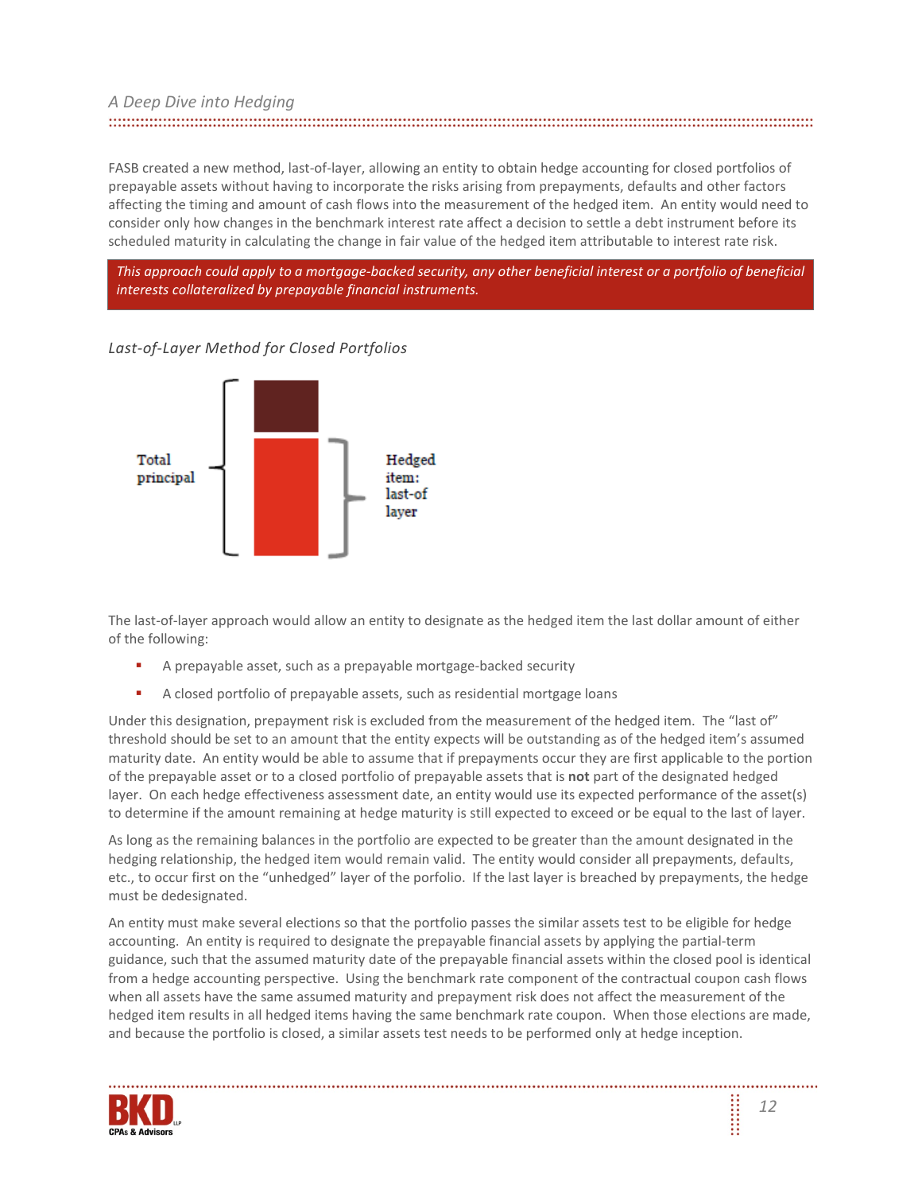FASB created a new method, last-of-layer, allowing an entity to obtain hedge accounting for closed portfolios of prepayable assets without having to incorporate the risks arising from prepayments, defaults and other factors affecting the timing and amount of cash flows into the measurement of the hedged item. An entity would need to consider only how changes in the benchmark interest rate affect a decision to settle a debt instrument before its scheduled maturity in calculating the change in fair value of the hedged item attributable to interest rate risk.

*This approach could apply to a mortgage-backed security, any other beneficial interest or a portfolio of beneficial interests collateralized by prepayable financial instruments.*

*Last-of-Layer Method for Closed Portfolios*

Total principal

Hedged item: last-of layer

The last-of-layer approach would allow an entity to designate as the hedged item the last dollar amount of either of the following:

- A prepayable asset, such as a prepayable mortgage-backed security
- A closed portfolio of prepayable assets, such as residential mortgage loans

Under this designation, prepayment risk is excluded from the measurement of the hedged item. The "last of" threshold should be set to an amount that the entity expects will be outstanding as of the hedged item's assumed maturity date. An entity would be able to assume that if prepayments occur they are first applicable to the portion of the prepayable asset or to a closed portfolio of prepayable assets that is **not** part of the designated hedged layer. On each hedge effectiveness assessment date, an entity would use its expected performance of the asset(s) to determine if the amount remaining at hedge maturity is still expected to exceed or be equal to the last of layer.

As long as the remaining balances in the portfolio are expected to be greater than the amount designated in the hedging relationship, the hedged item would remain valid. The entity would consider all prepayments, defaults, etc., to occur first on the "unhedged" layer of the porfolio. If the last layer is breached by prepayments, the hedge must be dedesignated.

An entity must make several elections so that the portfolio passes the similar assets test to be eligible for hedge accounting. An entity is required to designate the prepayable financial assets by applying the partial-term guidance, such that the assumed maturity date of the prepayable financial assets within the closed pool is identical from a hedge accounting perspective. Using the benchmark rate component of the contractual coupon cash flows when all assets have the same assumed maturity and prepayment risk does not affect the measurement of the hedged item results in all hedged items having the same benchmark rate coupon. When those elections are made, and because the portfolio is closed, a similar assets test needs to be performed only at hedge inception.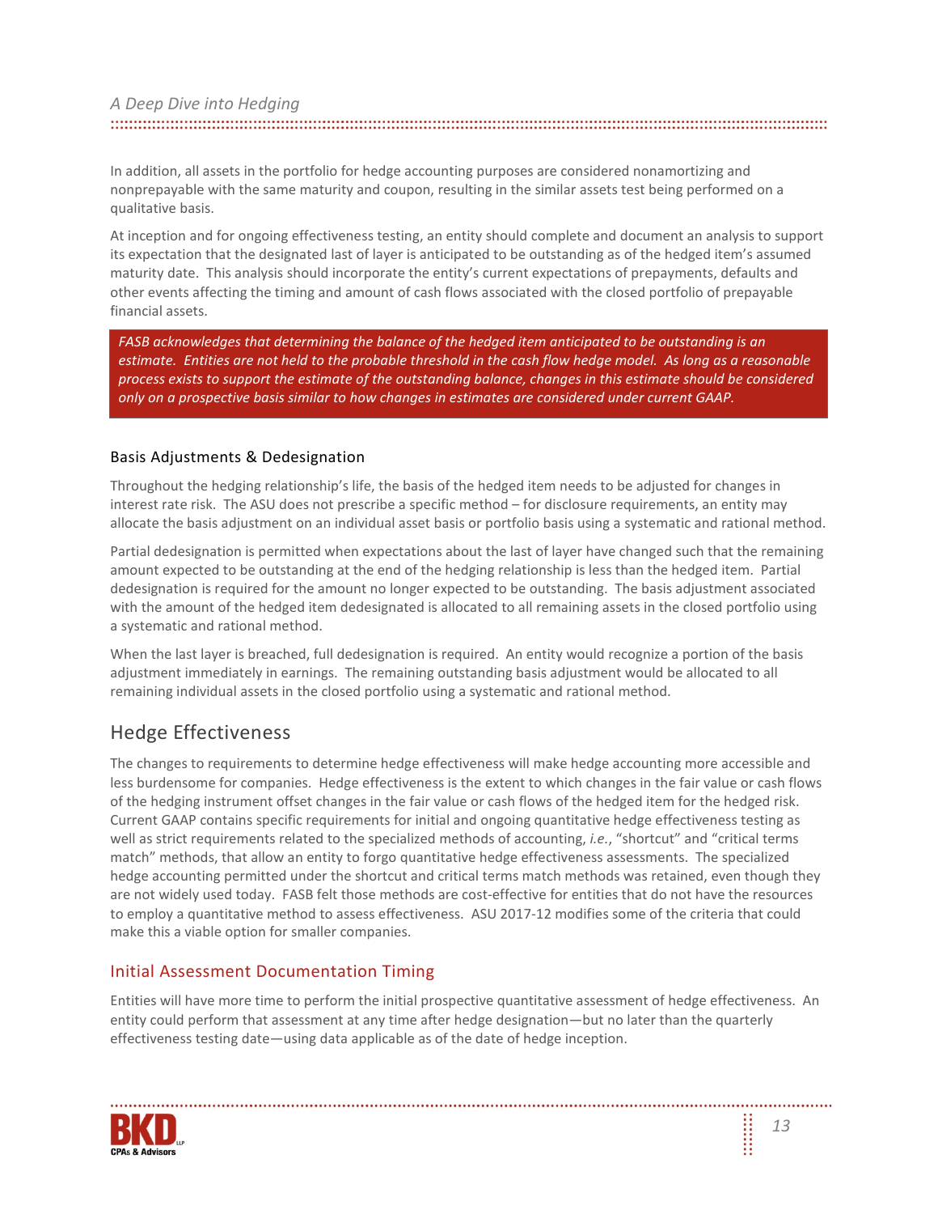In addition, all assets in the portfolio for hedge accounting purposes are considered nonamortizing and nonprepayable with the same maturity and coupon, resulting in the similar assets test being performed on a qualitative basis.

At inception and for ongoing effectiveness testing, an entity should complete and document an analysis to support its expectation that the designated last of layer is anticipated to be outstanding as of the hedged item's assumed maturity date. This analysis should incorporate the entity's current expectations of prepayments, defaults and other events affecting the timing and amount of cash flows associated with the closed portfolio of prepayable financial assets.

*FASB acknowledges that determining the balance of the hedged item anticipated to be outstanding is an estimate. Entities are not held to the probable threshold in the cash flow hedge model. As long as a reasonable process exists to support the estimate of the outstanding balance, changes in this estimate should be considered only on a prospective basis similar to how changes in estimates are considered under current GAAP.*

### Basis Adjustments & Dedesignation

Throughout the hedging relationship's life, the basis of the hedged item needs to be adjusted for changes in interest rate risk. The ASU does not prescribe a specific method – for disclosure requirements, an entity may allocate the basis adjustment on an individual asset basis or portfolio basis using a systematic and rational method.

Partial dedesignation is permitted when expectations about the last of layer have changed such that the remaining amount expected to be outstanding at the end of the hedging relationship is less than the hedged item. Partial dedesignation is required for the amount no longer expected to be outstanding. The basis adjustment associated with the amount of the hedged item dedesignated is allocated to all remaining assets in the closed portfolio using a systematic and rational method.

When the last layer is breached, full dedesignation is required. An entity would recognize a portion of the basis adjustment immediately in earnings. The remaining outstanding basis adjustment would be allocated to all remaining individual assets in the closed portfolio using a systematic and rational method.

## Hedge Effectiveness

The changes to requirements to determine hedge effectiveness will make hedge accounting more accessible and less burdensome for companies. Hedge effectiveness is the extent to which changes in the fair value or cash flows of the hedging instrument offset changes in the fair value or cash flows of the hedged item for the hedged risk. Current GAAP contains specific requirements for initial and ongoing quantitative hedge effectiveness testing as well as strict requirements related to the specialized methods of accounting, *i.e.*, "shortcut" and "critical terms match" methods, that allow an entity to forgo quantitative hedge effectiveness assessments. The specialized hedge accounting permitted under the shortcut and critical terms match methods was retained, even though they are not widely used today. FASB felt those methods are cost-effective for entities that do not have the resources to employ a quantitative method to assess effectiveness. ASU 2017-12 modifies some of the criteria that could make this a viable option for smaller companies.

### Initial Assessment Documentation Timing

Entities will have more time to perform the initial prospective quantitative assessment of hedge effectiveness. An entity could perform that assessment at any time after hedge designation—but no later than the quarterly effectiveness testing date—using data applicable as of the date of hedge inception.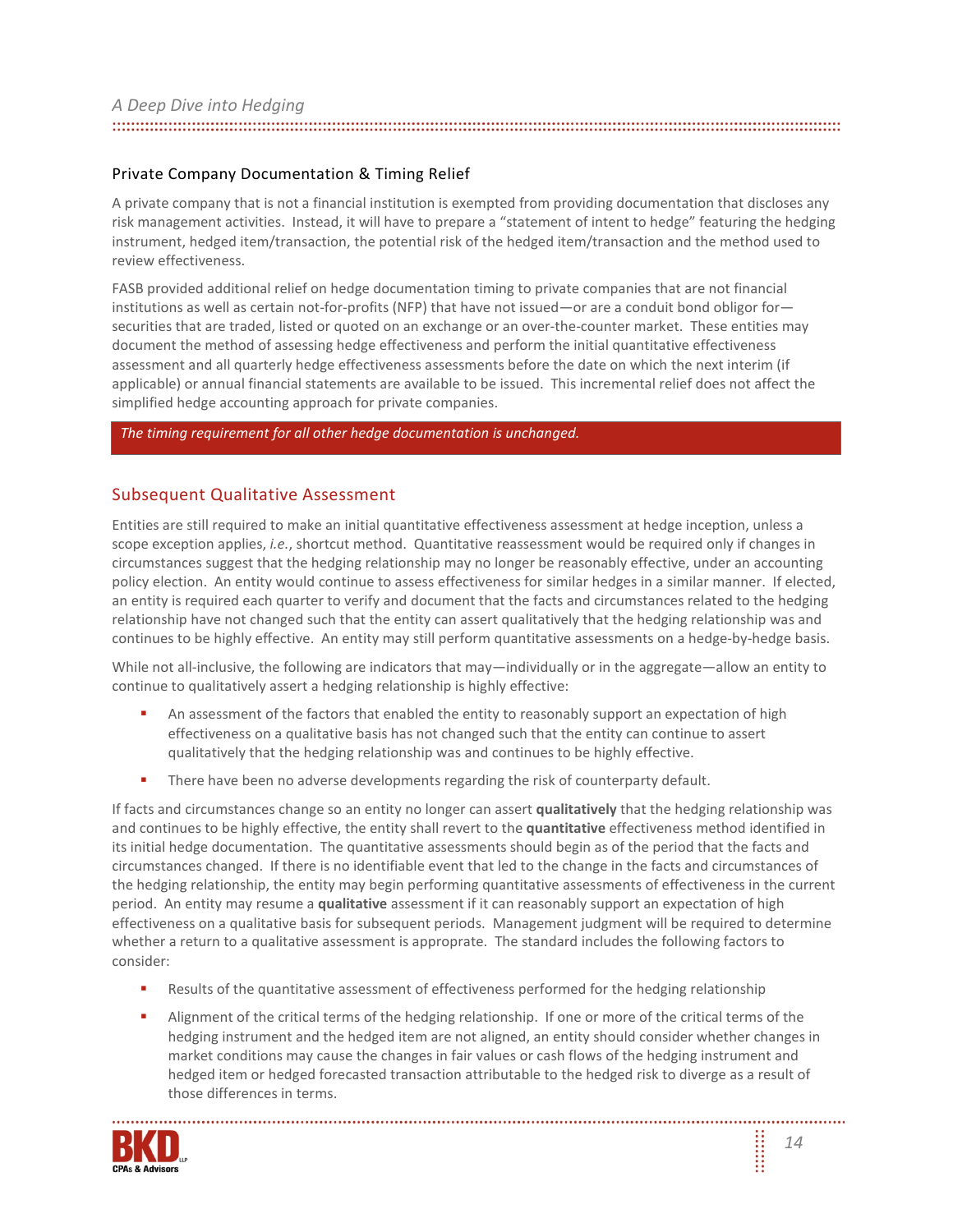### Private Company Documentation & Timing Relief

A private company that is not a financial institution is exempted from providing documentation that discloses any risk management activities. Instead, it will have to prepare a "statement of intent to hedge" featuring the hedging instrument, hedged item/transaction, the potential risk of the hedged item/transaction and the method used to review effectiveness.

FASB provided additional relief on hedge documentation timing to private companies that are not financial institutions as well as certain not-for-profits (NFP) that have not issued—or are a conduit bond obligor for—securities that are traded, listed or quoted on an exchange or an over-the-counter market. These entities may document the method of assessing hedge effectiveness and perform the initial quantitative effectiveness assessment and all quarterly hedge effectiveness assessments before the date on which the next interim (if applicable) or annual financial statements are available to be issued. This incremental relief does not affect the simplified hedge accounting approach for private companies.

*The timing requirement for all other hedge documentation is unchanged.*

## Subsequent Qualitative Assessment

Entities are still required to make an initial quantitative effectiveness assessment at hedge inception, unless a scope exception applies, *i.e.*, shortcut method. Quantitative reassessment would be required only if changes in circumstances suggest that the hedging relationship may no longer be reasonably effective, under an accounting policy election. An entity would continue to assess effectiveness for similar hedges in a similar manner. If elected, an entity is required each quarter to verify and document that the facts and circumstances related to the hedging relationship have not changed such that the entity can assert qualitatively that the hedging relationship was and continues to be highly effective. An entity may still perform quantitative assessments on a hedge-by-hedge basis.

While not all-inclusive, the following are indicators that may—individually or in the aggregate—allow an entity to continue to qualitatively assert a hedging relationship is highly effective:

- An assessment of the factors that enabled the entity to reasonably support an expectation of high effectiveness on a qualitative basis has not changed such that the entity can continue to assert qualitatively that the hedging relationship was and continues to be highly effective.
- There have been no adverse developments regarding the risk of counterparty default.

If facts and circumstances change so an entity no longer can assert **qualitatively** that the hedging relationship was and continues to be highly effective, the entity shall revert to the **quantitative** effectiveness method identified in its initial hedge documentation. The quantitative assessments should begin as of the period that the facts and circumstances changed. If there is no identifiable event that led to the change in the facts and circumstances of the hedging relationship, the entity may begin performing quantitative assessments of effectiveness in the current period. An entity may resume a **qualitative** assessment if it can reasonably support an expectation of high effectiveness on a qualitative basis for subsequent periods. Management judgment will be required to determine whether a return to a qualitative assessment is approprate. The standard includes the following factors to consider:

- Results of the quantitative assessment of effectiveness performed for the hedging relationship
- Alignment of the critical terms of the hedging relationship. If one or more of the critical terms of the hedging instrument and the hedged item are not aligned, an entity should consider whether changes in market conditions may cause the changes in fair values or cash flows of the hedging instrument and hedged item or hedged forecasted transaction attributable to the hedged risk to diverge as a result of those differences in terms.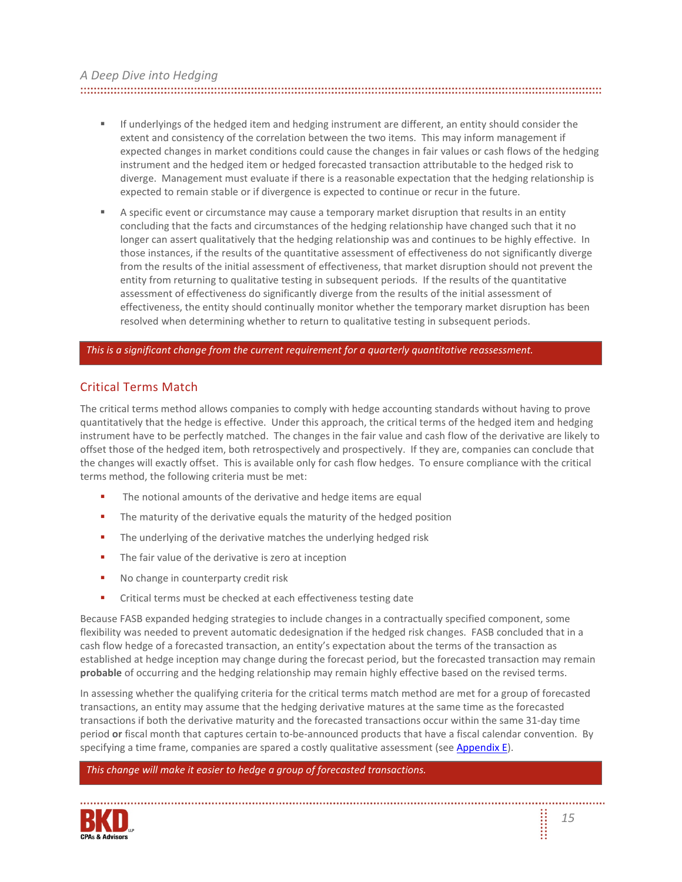- If underlyings of the hedged item and hedging instrument are different, an entity should consider the extent and consistency of the correlation between the two items. This may inform management if expected changes in market conditions could cause the changes in fair values or cash flows of the hedging instrument and the hedged item or hedged forecasted transaction attributable to the hedged risk to diverge. Management must evaluate if there is a reasonable expectation that the hedging relationship is expected to remain stable or if divergence is expected to continue or recur in the future.
- A specific event or circumstance may cause a temporary market disruption that results in an entity concluding that the facts and circumstances of the hedging relationship have changed such that it no longer can assert qualitatively that the hedging relationship was and continues to be highly effective. In those instances, if the results of the quantitative assessment of effectiveness do not significantly diverge from the results of the initial assessment of effectiveness, that market disruption should not prevent the entity from returning to qualitative testing in subsequent periods. If the results of the quantitative assessment of effectiveness do significantly diverge from the results of the initial assessment of effectiveness, the entity should continually monitor whether the temporary market disruption has been resolved when determining whether to return to qualitative testing in subsequent periods.

*This is a significant change from the current requirement for a quarterly quantitative reassessment.*

## Critical Terms Match

The critical terms method allows companies to comply with hedge accounting standards without having to prove quantitatively that the hedge is effective. Under this approach, the critical terms of the hedged item and hedging instrument have to be perfectly matched. The changes in the fair value and cash flow of the derivative are likely to offset those of the hedged item, both retrospectively and prospectively. If they are, companies can conclude that the changes will exactly offset. This is available only for cash flow hedges. To ensure compliance with the critical terms method, the following criteria must be met:

- The notional amounts of the derivative and hedge items are equal
- The maturity of the derivative equals the maturity of the hedged position
- The underlying of the derivative matches the underlying hedged risk
- The fair value of the derivative is zero at inception
- No change in counterparty credit risk
- Critical terms must be checked at each effectiveness testing date

Because FASB expanded hedging strategies to include changes in a contractually specified component, some flexibility was needed to prevent automatic dedesignation if the hedged risk changes. FASB concluded that in a cash flow hedge of a forecasted transaction, an entity's expectation about the terms of the transaction as established at hedge inception may change during the forecast period, but the forecasted transaction may remain **probable** of occurring and the hedging relationship may remain highly effective based on the revised terms.

In assessing whether the qualifying criteria for the critical terms match method are met for a group of forecasted transactions, an entity may assume that the hedging derivative matures at the same time as the forecasted transactions if both the derivative maturity and the forecasted transactions occur within the same 31-day time period **or** fiscal month that captures certain to-be-announced products that have a fiscal calendar convention. By specifying a time frame, companies are spared a costly qualitative assessment (see Appendix E).

*This change will make it easier to hedge a group of forecasted transactions.*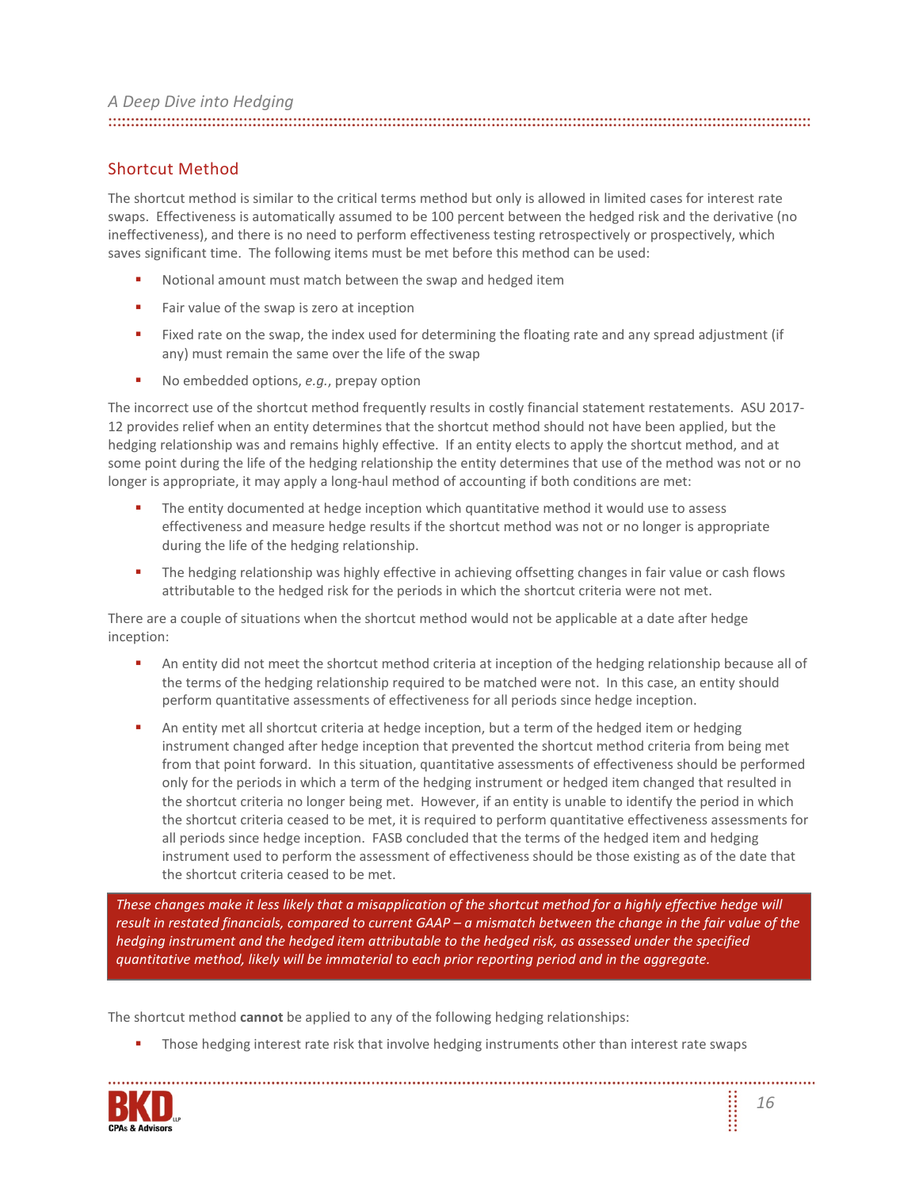## Shortcut Method

The shortcut method is similar to the critical terms method but only is allowed in limited cases for interest rate swaps. Effectiveness is automatically assumed to be 100 percent between the hedged risk and the derivative (no ineffectiveness), and there is no need to perform effectiveness testing retrospectively or prospectively, which saves significant time. The following items must be met before this method can be used:

- Notional amount must match between the swap and hedged item
- Fair value of the swap is zero at inception
- Fixed rate on the swap, the index used for determining the floating rate and any spread adjustment (if any) must remain the same over the life of the swap
- No embedded options, *e.g.*, prepay option

The incorrect use of the shortcut method frequently results in costly financial statement restatements. ASU 2017-12 provides relief when an entity determines that the shortcut method should not have been applied, but the hedging relationship was and remains highly effective. If an entity elects to apply the shortcut method, and at some point during the life of the hedging relationship the entity determines that use of the method was not or no longer is appropriate, it may apply a long-haul method of accounting if both conditions are met:

- The entity documented at hedge inception which quantitative method it would use to assess effectiveness and measure hedge results if the shortcut method was not or no longer is appropriate during the life of the hedging relationship.
- The hedging relationship was highly effective in achieving offsetting changes in fair value or cash flows attributable to the hedged risk for the periods in which the shortcut criteria were not met.

There are a couple of situations when the shortcut method would not be applicable at a date after hedge inception:

- An entity did not meet the shortcut method criteria at inception of the hedging relationship because all of the terms of the hedging relationship required to be matched were not. In this case, an entity should perform quantitative assessments of effectiveness for all periods since hedge inception.
- An entity met all shortcut criteria at hedge inception, but a term of the hedged item or hedging instrument changed after hedge inception that prevented the shortcut method criteria from being met from that point forward. In this situation, quantitative assessments of effectiveness should be performed only for the periods in which a term of the hedging instrument or hedged item changed that resulted in the shortcut criteria no longer being met. However, if an entity is unable to identify the period in which the shortcut criteria ceased to be met, it is required to perform quantitative effectiveness assessments for all periods since hedge inception. FASB concluded that the terms of the hedged item and hedging instrument used to perform the assessment of effectiveness should be those existing as of the date that the shortcut criteria ceased to be met.

*These changes make it less likely that a misapplication of the shortcut method for a highly effective hedge will result in restated financials, compared to current GAAP – a mismatch between the change in the fair value of the hedging instrument and the hedged item attributable to the hedged risk, as assessed under the specified quantitative method, likely will be immaterial to each prior reporting period and in the aggregate.*

The shortcut method **cannot** be applied to any of the following hedging relationships:

- Those hedging interest rate risk that involve hedging instruments other than interest rate swaps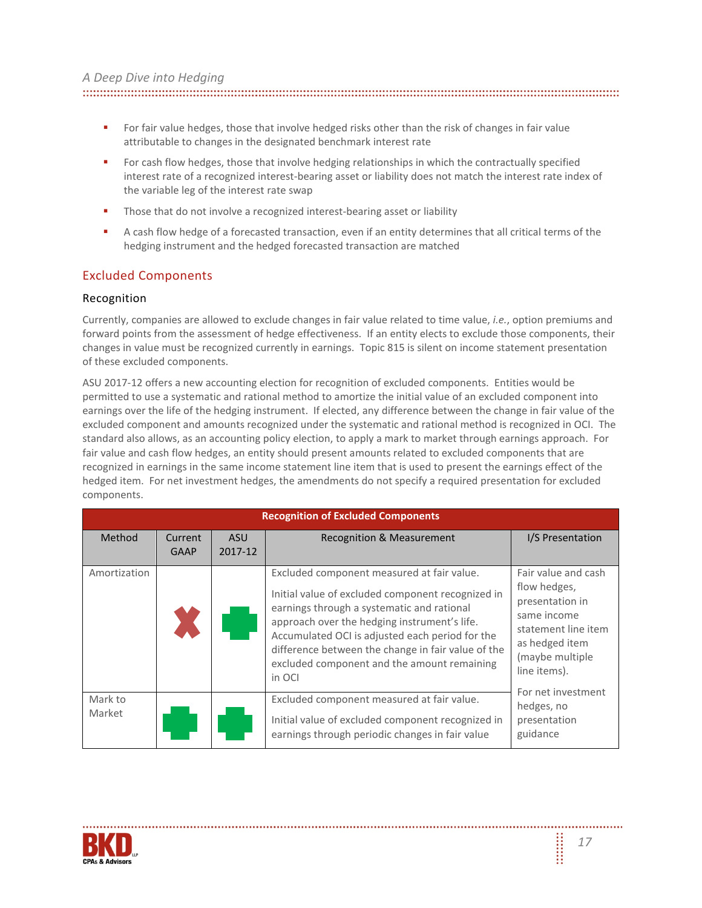- For fair value hedges, those that involve hedged risks other than the risk of changes in fair value attributable to changes in the designated benchmark interest rate
- For cash flow hedges, those that involve hedging relationships in which the contractually specified interest rate of a recognized interest-bearing asset or liability does not match the interest rate index of the variable leg of the interest rate swap
- Those that do not involve a recognized interest-bearing asset or liability
- A cash flow hedge of a forecasted transaction, even if an entity determines that all critical terms of the hedging instrument and the hedged forecasted transaction are matched

## Excluded Components

### Recognition

Currently, companies are allowed to exclude changes in fair value related to time value, *i.e.*, option premiums and forward points from the assessment of hedge effectiveness. If an entity elects to exclude those components, their changes in value must be recognized currently in earnings. Topic 815 is silent on income statement presentation of these excluded components.

ASU 2017-12 offers a new accounting election for recognition of excluded components. Entities would be permitted to use a systematic and rational method to amortize the initial value of an excluded component into earnings over the life of the hedging instrument. If elected, any difference between the change in fair value of the excluded component and amounts recognized under the systematic and rational method is recognized in OCI. The standard also allows, as an accounting policy election, to apply a mark to market through earnings approach. For fair value and cash flow hedges, an entity should present amounts related to excluded components that are recognized in earnings in the same income statement line item that is used to present the earnings effect of the hedged item. For net investment hedges, the amendments do not specify a required presentation for excluded components.

**Recognition of Excluded Components**

| Method | Current GAAP | ASU 2017-12 | Recognition & Measurement | I/S Presentation |
|---|---|---|---|---|
| Amortization | ✗ | ✚ | Excluded component measured at fair value.<br><br>Initial value of excluded component recognized in earnings through a systematic and rational approach over the hedging instrument's life. Accumulated OCI is adjusted each period for the difference between the change in fair value of the excluded component and the amount remaining in OCI | Fair value and cash flow hedges, presentation in same income statement line item as hedged item (maybe multiple line items).<br><br>For net investment hedges, no presentation guidance |
| Mark to Market | ✚ | ✚ | Excluded component measured at fair value.<br><br>Initial value of excluded component recognized in earnings through periodic changes in fair value | |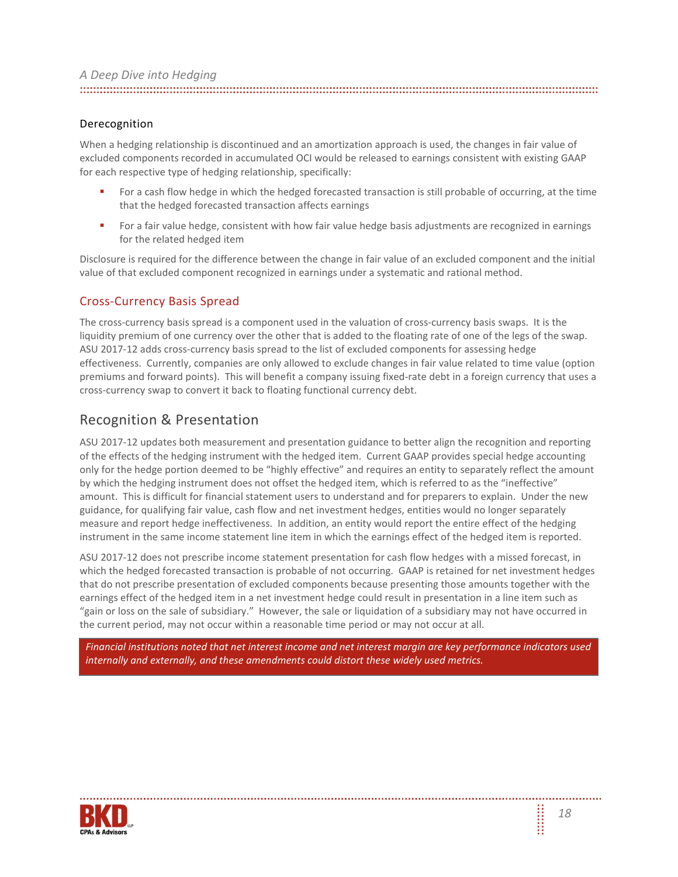### Derecognition

When a hedging relationship is discontinued and an amortization approach is used, the changes in fair value of excluded components recorded in accumulated OCI would be released to earnings consistent with existing GAAP for each respective type of hedging relationship, specifically:

- For a cash flow hedge in which the hedged forecasted transaction is still probable of occurring, at the time that the hedged forecasted transaction affects earnings
- For a fair value hedge, consistent with how fair value hedge basis adjustments are recognized in earnings for the related hedged item

Disclosure is required for the difference between the change in fair value of an excluded component and the initial value of that excluded component recognized in earnings under a systematic and rational method.

### Cross-Currency Basis Spread

The cross-currency basis spread is a component used in the valuation of cross-currency basis swaps. It is the liquidity premium of one currency over the other that is added to the floating rate of one of the legs of the swap. ASU 2017-12 adds cross-currency basis spread to the list of excluded components for assessing hedge effectiveness. Currently, companies are only allowed to exclude changes in fair value related to time value (option premiums and forward points). This will benefit a company issuing fixed-rate debt in a foreign currency that uses a cross-currency swap to convert it back to floating functional currency debt.

## Recognition & Presentation

ASU 2017-12 updates both measurement and presentation guidance to better align the recognition and reporting of the effects of the hedging instrument with the hedged item. Current GAAP provides special hedge accounting only for the hedge portion deemed to be "highly effective" and requires an entity to separately reflect the amount by which the hedging instrument does not offset the hedged item, which is referred to as the "ineffective" amount. This is difficult for financial statement users to understand and for preparers to explain. Under the new guidance, for qualifying fair value, cash flow and net investment hedges, entities would no longer separately measure and report hedge ineffectiveness. In addition, an entity would report the entire effect of the hedging instrument in the same income statement line item in which the earnings effect of the hedged item is reported.

ASU 2017-12 does not prescribe income statement presentation for cash flow hedges with a missed forecast, in which the hedged forecasted transaction is probable of not occurring. GAAP is retained for net investment hedges that do not prescribe presentation of excluded components because presenting those amounts together with the earnings effect of the hedged item in a net investment hedge could result in presentation in a line item such as "gain or loss on the sale of subsidiary." However, the sale or liquidation of a subsidiary may not have occurred in the current period, may not occur within a reasonable time period or may not occur at all.

*Financial institutions noted that net interest income and net interest margin are key performance indicators used internally and externally, and these amendments could distort these widely used metrics.*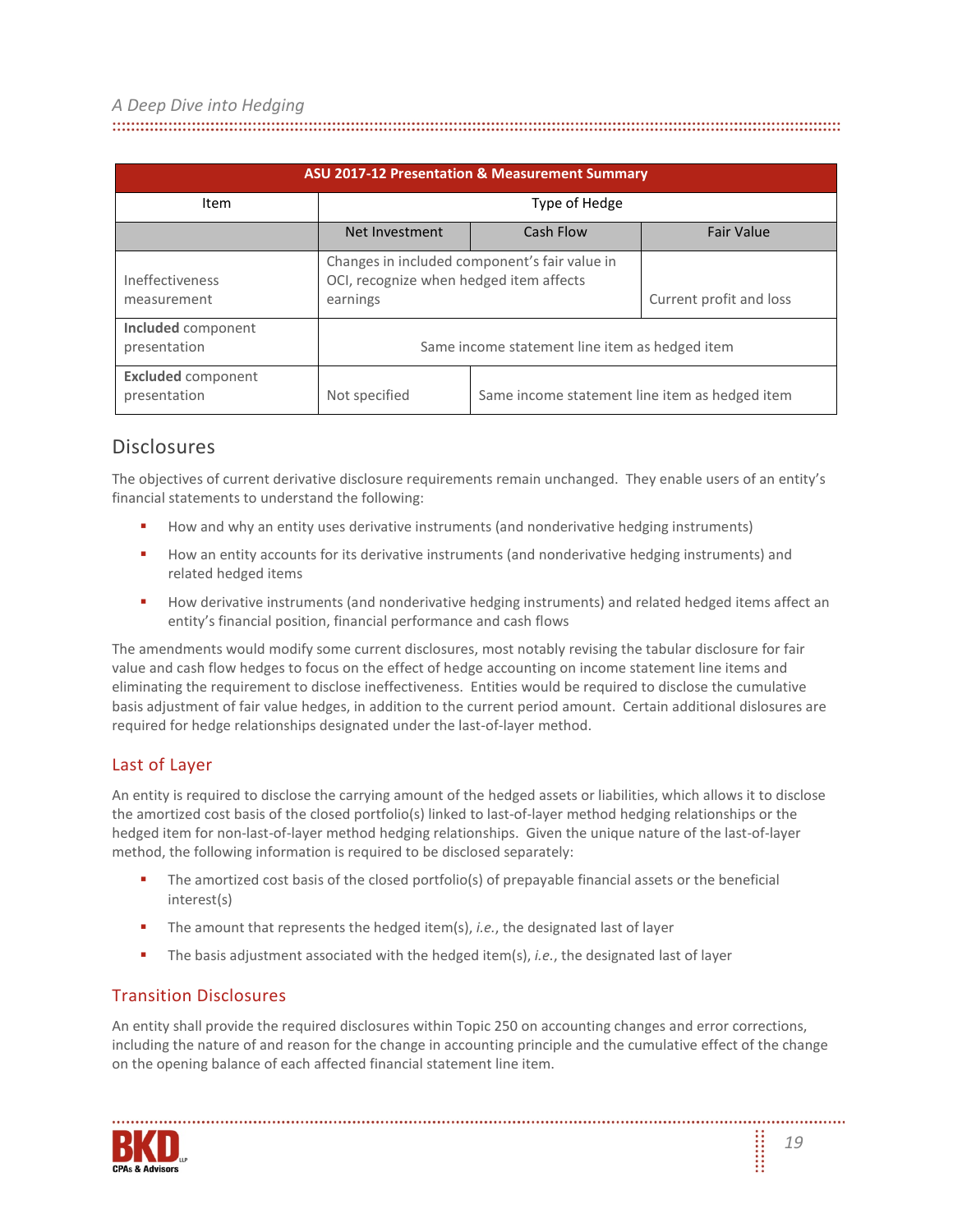| ASU 2017-12 Presentation & Measurement Summary | | | |
|---|---|---|---|
| Item | Type of Hedge | | |
| | Net Investment | Cash Flow | Fair Value |
| Ineffectiveness measurement | Changes in included component's fair value in OCI, recognize when hedged item affects earnings | | Current profit and loss |
| **Included** component presentation | Same income statement line item as hedged item | | |
| **Excluded** component presentation | Not specified | Same income statement line item as hedged item | |

## Disclosures

The objectives of current derivative disclosure requirements remain unchanged. They enable users of an entity's financial statements to understand the following:

- How and why an entity uses derivative instruments (and nonderivative hedging instruments)
- How an entity accounts for its derivative instruments (and nonderivative hedging instruments) and related hedged items
- How derivative instruments (and nonderivative hedging instruments) and related hedged items affect an entity's financial position, financial performance and cash flows

The amendments would modify some current disclosures, most notably revising the tabular disclosure for fair value and cash flow hedges to focus on the effect of hedge accounting on income statement line items and eliminating the requirement to disclose ineffectiveness. Entities would be required to disclose the cumulative basis adjustment of fair value hedges, in addition to the current period amount. Certain additional dislosures are required for hedge relationships designated under the last-of-layer method.

### Last of Layer

An entity is required to disclose the carrying amount of the hedged assets or liabilities, which allows it to disclose the amortized cost basis of the closed portfolio(s) linked to last-of-layer method hedging relationships or the hedged item for non-last-of-layer method hedging relationships. Given the unique nature of the last-of-layer method, the following information is required to be disclosed separately:

- The amortized cost basis of the closed portfolio(s) of prepayable financial assets or the beneficial interest(s)
- The amount that represents the hedged item(s), *i.e.*, the designated last of layer
- The basis adjustment associated with the hedged item(s), *i.e.*, the designated last of layer

### Transition Disclosures

An entity shall provide the required disclosures within Topic 250 on accounting changes and error corrections, including the nature of and reason for the change in accounting principle and the cumulative effect of the change on the opening balance of each affected financial statement line item.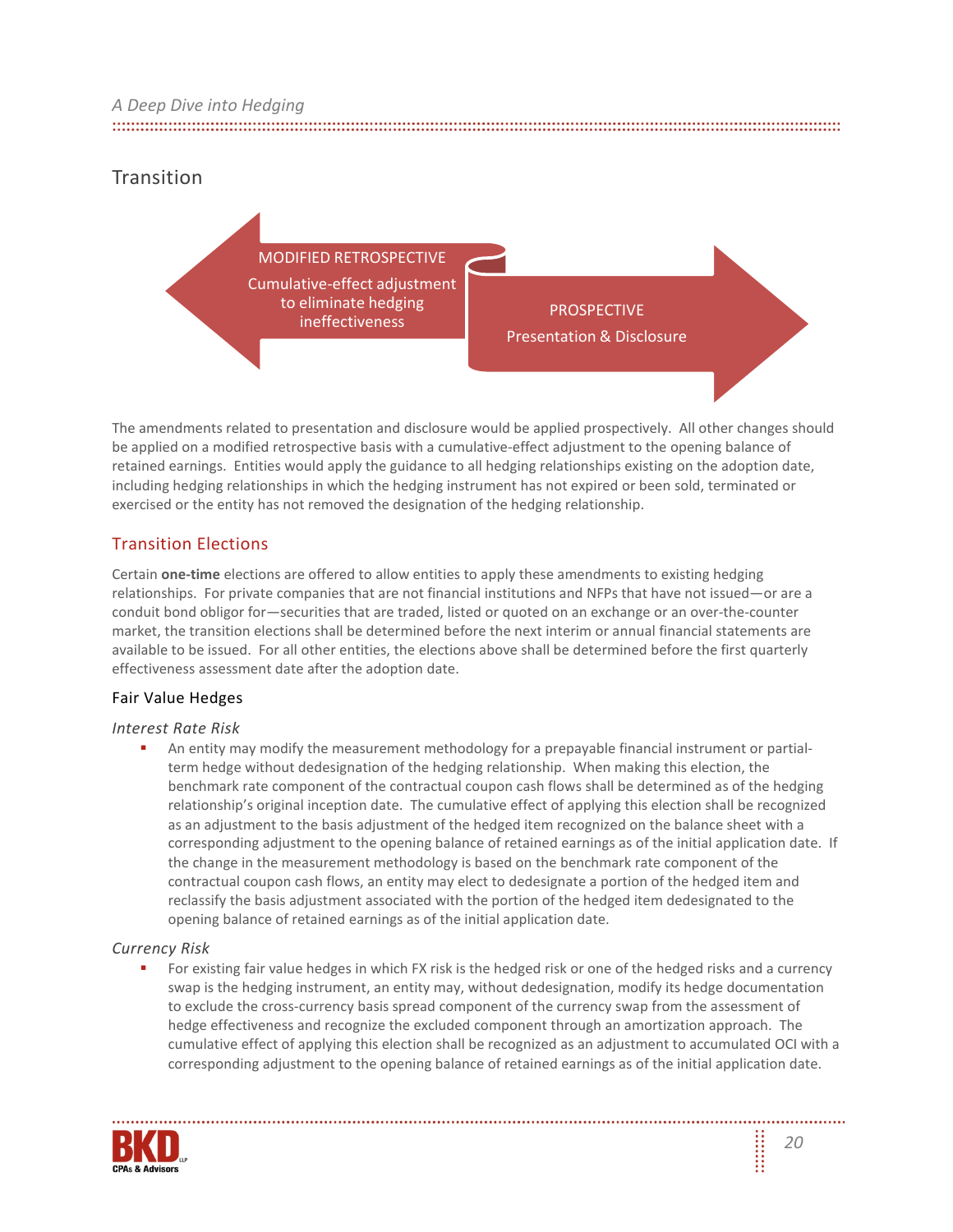## Transition

MODIFIED RETROSPECTIVE

Cumulative-effect adjustment to eliminate hedging ineffectiveness

PROSPECTIVE

Presentation & Disclosure

The amendments related to presentation and disclosure would be applied prospectively. All other changes should be applied on a modified retrospective basis with a cumulative-effect adjustment to the opening balance of retained earnings. Entities would apply the guidance to all hedging relationships existing on the adoption date, including hedging relationships in which the hedging instrument has not expired or been sold, terminated or exercised or the entity has not removed the designation of the hedging relationship.

### Transition Elections

Certain **one-time** elections are offered to allow entities to apply these amendments to existing hedging relationships. For private companies that are not financial institutions and NFPs that have not issued—or are a conduit bond obligor for—securities that are traded, listed or quoted on an exchange or an over-the-counter market, the transition elections shall be determined before the next interim or annual financial statements are available to be issued. For all other entities, the elections above shall be determined before the first quarterly effectiveness assessment date after the adoption date.

#### Fair Value Hedges

*Interest Rate Risk*

- An entity may modify the measurement methodology for a prepayable financial instrument or partial-term hedge without dedesignation of the hedging relationship. When making this election, the benchmark rate component of the contractual coupon cash flows shall be determined as of the hedging relationship's original inception date. The cumulative effect of applying this election shall be recognized as an adjustment to the basis adjustment of the hedged item recognized on the balance sheet with a corresponding adjustment to the opening balance of retained earnings as of the initial application date. If the change in the measurement methodology is based on the benchmark rate component of the contractual coupon cash flows, an entity may elect to dedesignate a portion of the hedged item and reclassify the basis adjustment associated with the portion of the hedged item dedesignated to the opening balance of retained earnings as of the initial application date.

*Currency Risk*

- For existing fair value hedges in which FX risk is the hedged risk or one of the hedged risks and a currency swap is the hedging instrument, an entity may, without dedesignation, modify its hedge documentation to exclude the cross-currency basis spread component of the currency swap from the assessment of hedge effectiveness and recognize the excluded component through an amortization approach. The cumulative effect of applying this election shall be recognized as an adjustment to accumulated OCI with a corresponding adjustment to the opening balance of retained earnings as of the initial application date.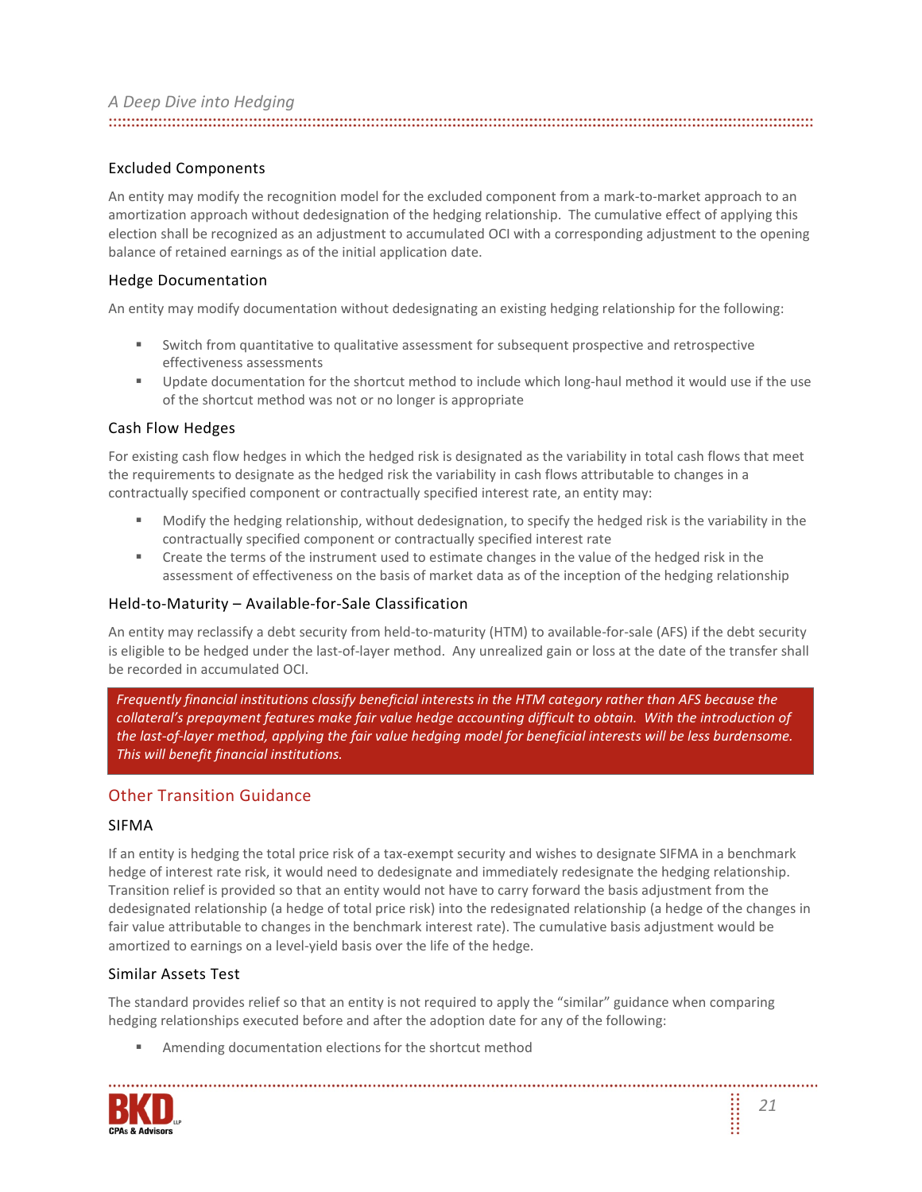### Excluded Components

An entity may modify the recognition model for the excluded component from a mark-to-market approach to an amortization approach without dedesignation of the hedging relationship. The cumulative effect of applying this election shall be recognized as an adjustment to accumulated OCI with a corresponding adjustment to the opening balance of retained earnings as of the initial application date.

### Hedge Documentation

An entity may modify documentation without dedesignating an existing hedging relationship for the following:

- Switch from quantitative to qualitative assessment for subsequent prospective and retrospective effectiveness assessments
- Update documentation for the shortcut method to include which long-haul method it would use if the use of the shortcut method was not or no longer is appropriate

### Cash Flow Hedges

For existing cash flow hedges in which the hedged risk is designated as the variability in total cash flows that meet the requirements to designate as the hedged risk the variability in cash flows attributable to changes in a contractually specified component or contractually specified interest rate, an entity may:

- Modify the hedging relationship, without dedesignation, to specify the hedged risk is the variability in the contractually specified component or contractually specified interest rate
- Create the terms of the instrument used to estimate changes in the value of the hedged risk in the assessment of effectiveness on the basis of market data as of the inception of the hedging relationship

### Held-to-Maturity – Available-for-Sale Classification

An entity may reclassify a debt security from held-to-maturity (HTM) to available-for-sale (AFS) if the debt security is eligible to be hedged under the last-of-layer method. Any unrealized gain or loss at the date of the transfer shall be recorded in accumulated OCI.

*Frequently financial institutions classify beneficial interests in the HTM category rather than AFS because the collateral's prepayment features make fair value hedge accounting difficult to obtain. With the introduction of the last-of-layer method, applying the fair value hedging model for beneficial interests will be less burdensome. This will benefit financial institutions.*

## Other Transition Guidance

### SIFMA

If an entity is hedging the total price risk of a tax-exempt security and wishes to designate SIFMA in a benchmark hedge of interest rate risk, it would need to dedesignate and immediately redesignate the hedging relationship. Transition relief is provided so that an entity would not have to carry forward the basis adjustment from the dedesignated relationship (a hedge of total price risk) into the redesignated relationship (a hedge of the changes in fair value attributable to changes in the benchmark interest rate). The cumulative basis adjustment would be amortized to earnings on a level-yield basis over the life of the hedge.

### Similar Assets Test

The standard provides relief so that an entity is not required to apply the "similar" guidance when comparing hedging relationships executed before and after the adoption date for any of the following:

- Amending documentation elections for the shortcut method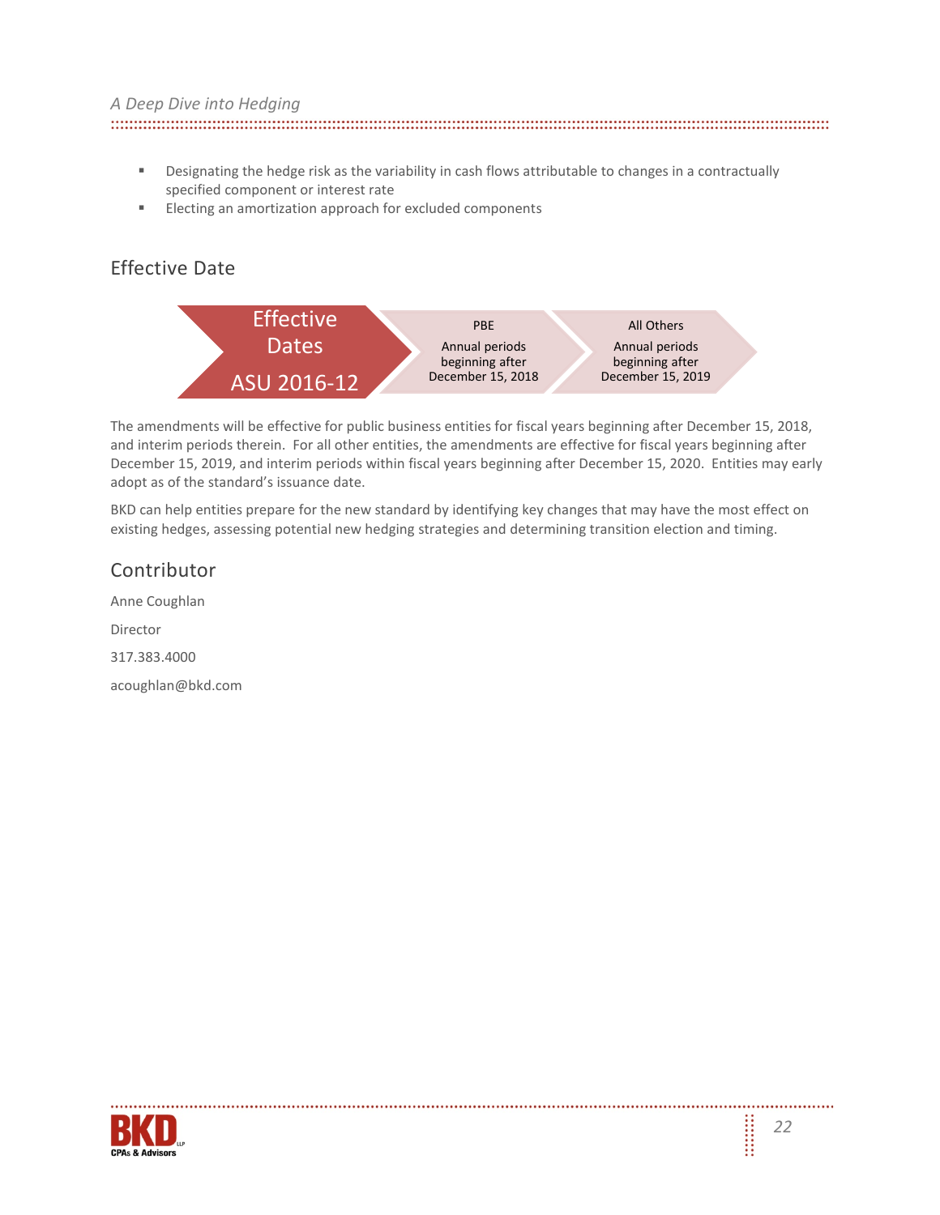- Designating the hedge risk as the variability in cash flows attributable to changes in a contractually specified component or interest rate
- Electing an amortization approach for excluded components

## Effective Date

Effective Dates
ASU 2016-12

PBE
Annual periods beginning after December 15, 2018

All Others
Annual periods beginning after December 15, 2019

The amendments will be effective for public business entities for fiscal years beginning after December 15, 2018, and interim periods therein. For all other entities, the amendments are effective for fiscal years beginning after December 15, 2019, and interim periods within fiscal years beginning after December 15, 2020. Entities may early adopt as of the standard's issuance date.

BKD can help entities prepare for the new standard by identifying key changes that may have the most effect on existing hedges, assessing potential new hedging strategies and determining transition election and timing.

## Contributor

Anne Coughlan

Director

317.383.4000

acoughlan@bkd.com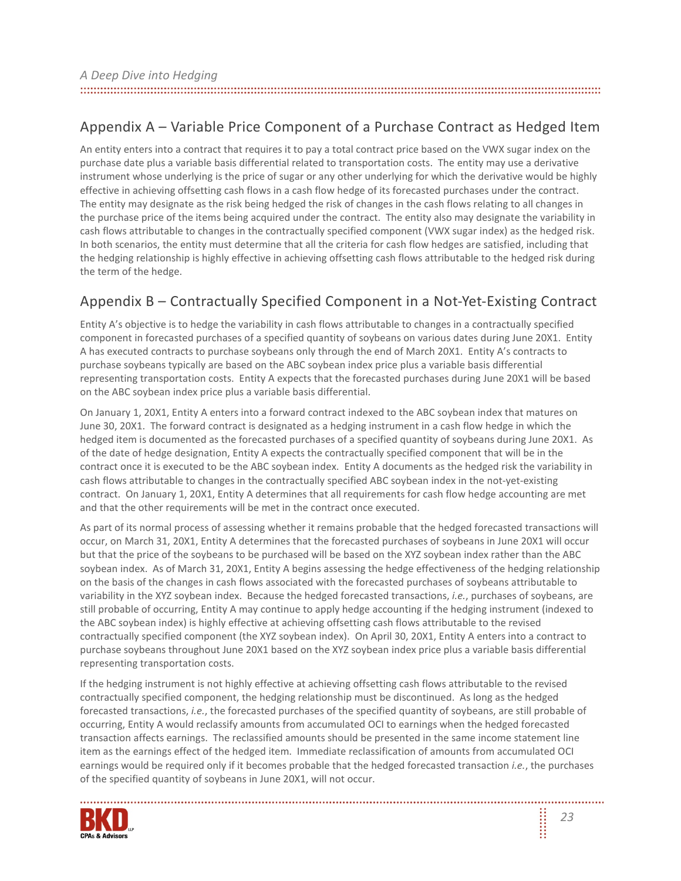## Appendix A – Variable Price Component of a Purchase Contract as Hedged Item

An entity enters into a contract that requires it to pay a total contract price based on the VWX sugar index on the purchase date plus a variable basis differential related to transportation costs. The entity may use a derivative instrument whose underlying is the price of sugar or any other underlying for which the derivative would be highly effective in achieving offsetting cash flows in a cash flow hedge of its forecasted purchases under the contract. The entity may designate as the risk being hedged the risk of changes in the cash flows relating to all changes in the purchase price of the items being acquired under the contract. The entity also may designate the variability in cash flows attributable to changes in the contractually specified component (VWX sugar index) as the hedged risk. In both scenarios, the entity must determine that all the criteria for cash flow hedges are satisfied, including that the hedging relationship is highly effective in achieving offsetting cash flows attributable to the hedged risk during the term of the hedge.

## Appendix B – Contractually Specified Component in a Not-Yet-Existing Contract

Entity A's objective is to hedge the variability in cash flows attributable to changes in a contractually specified component in forecasted purchases of a specified quantity of soybeans on various dates during June 20X1. Entity A has executed contracts to purchase soybeans only through the end of March 20X1. Entity A's contracts to purchase soybeans typically are based on the ABC soybean index price plus a variable basis differential representing transportation costs. Entity A expects that the forecasted purchases during June 20X1 will be based on the ABC soybean index price plus a variable basis differential.

On January 1, 20X1, Entity A enters into a forward contract indexed to the ABC soybean index that matures on June 30, 20X1. The forward contract is designated as a hedging instrument in a cash flow hedge in which the hedged item is documented as the forecasted purchases of a specified quantity of soybeans during June 20X1. As of the date of hedge designation, Entity A expects the contractually specified component that will be in the contract once it is executed to be the ABC soybean index. Entity A documents as the hedged risk the variability in cash flows attributable to changes in the contractually specified ABC soybean index in the not-yet-existing contract. On January 1, 20X1, Entity A determines that all requirements for cash flow hedge accounting are met and that the other requirements will be met in the contract once executed.

As part of its normal process of assessing whether it remains probable that the hedged forecasted transactions will occur, on March 31, 20X1, Entity A determines that the forecasted purchases of soybeans in June 20X1 will occur but that the price of the soybeans to be purchased will be based on the XYZ soybean index rather than the ABC soybean index. As of March 31, 20X1, Entity A begins assessing the hedge effectiveness of the hedging relationship on the basis of the changes in cash flows associated with the forecasted purchases of soybeans attributable to variability in the XYZ soybean index. Because the hedged forecasted transactions, *i.e.*, purchases of soybeans, are still probable of occurring, Entity A may continue to apply hedge accounting if the hedging instrument (indexed to the ABC soybean index) is highly effective at achieving offsetting cash flows attributable to the revised contractually specified component (the XYZ soybean index). On April 30, 20X1, Entity A enters into a contract to purchase soybeans throughout June 20X1 based on the XYZ soybean index price plus a variable basis differential representing transportation costs.

If the hedging instrument is not highly effective at achieving offsetting cash flows attributable to the revised contractually specified component, the hedging relationship must be discontinued. As long as the hedged forecasted transactions, *i.e.*, the forecasted purchases of the specified quantity of soybeans, are still probable of occurring, Entity A would reclassify amounts from accumulated OCI to earnings when the hedged forecasted transaction affects earnings. The reclassified amounts should be presented in the same income statement line item as the earnings effect of the hedged item. Immediate reclassification of amounts from accumulated OCI earnings would be required only if it becomes probable that the hedged forecasted transaction *i.e.*, the purchases of the specified quantity of soybeans in June 20X1, will not occur.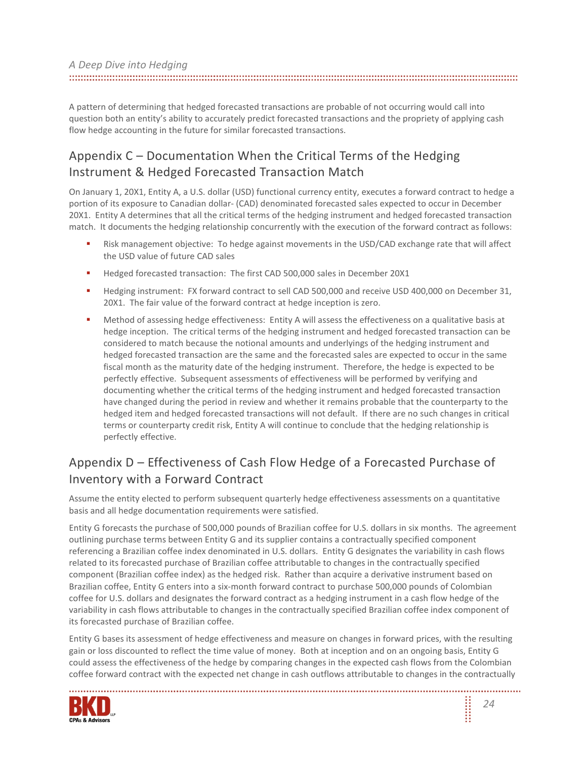A pattern of determining that hedged forecasted transactions are probable of not occurring would call into question both an entity's ability to accurately predict forecasted transactions and the propriety of applying cash flow hedge accounting in the future for similar forecasted transactions.

## Appendix C – Documentation When the Critical Terms of the Hedging Instrument & Hedged Forecasted Transaction Match

On January 1, 20X1, Entity A, a U.S. dollar (USD) functional currency entity, executes a forward contract to hedge a portion of its exposure to Canadian dollar- (CAD) denominated forecasted sales expected to occur in December 20X1. Entity A determines that all the critical terms of the hedging instrument and hedged forecasted transaction match. It documents the hedging relationship concurrently with the execution of the forward contract as follows:

- Risk management objective: To hedge against movements in the USD/CAD exchange rate that will affect the USD value of future CAD sales
- Hedged forecasted transaction: The first CAD 500,000 sales in December 20X1
- Hedging instrument: FX forward contract to sell CAD 500,000 and receive USD 400,000 on December 31, 20X1. The fair value of the forward contract at hedge inception is zero.
- Method of assessing hedge effectiveness: Entity A will assess the effectiveness on a qualitative basis at hedge inception. The critical terms of the hedging instrument and hedged forecasted transaction can be considered to match because the notional amounts and underlyings of the hedging instrument and hedged forecasted transaction are the same and the forecasted sales are expected to occur in the same fiscal month as the maturity date of the hedging instrument. Therefore, the hedge is expected to be perfectly effective. Subsequent assessments of effectiveness will be performed by verifying and documenting whether the critical terms of the hedging instrument and hedged forecasted transaction have changed during the period in review and whether it remains probable that the counterparty to the hedged item and hedged forecasted transactions will not default. If there are no such changes in critical terms or counterparty credit risk, Entity A will continue to conclude that the hedging relationship is perfectly effective.

## Appendix D – Effectiveness of Cash Flow Hedge of a Forecasted Purchase of Inventory with a Forward Contract

Assume the entity elected to perform subsequent quarterly hedge effectiveness assessments on a quantitative basis and all hedge documentation requirements were satisfied.

Entity G forecasts the purchase of 500,000 pounds of Brazilian coffee for U.S. dollars in six months. The agreement outlining purchase terms between Entity G and its supplier contains a contractually specified component referencing a Brazilian coffee index denominated in U.S. dollars. Entity G designates the variability in cash flows related to its forecasted purchase of Brazilian coffee attributable to changes in the contractually specified component (Brazilian coffee index) as the hedged risk. Rather than acquire a derivative instrument based on Brazilian coffee, Entity G enters into a six-month forward contract to purchase 500,000 pounds of Colombian coffee for U.S. dollars and designates the forward contract as a hedging instrument in a cash flow hedge of the variability in cash flows attributable to changes in the contractually specified Brazilian coffee index component of its forecasted purchase of Brazilian coffee.

Entity G bases its assessment of hedge effectiveness and measure on changes in forward prices, with the resulting gain or loss discounted to reflect the time value of money. Both at inception and on an ongoing basis, Entity G could assess the effectiveness of the hedge by comparing changes in the expected cash flows from the Colombian coffee forward contract with the expected net change in cash outflows attributable to changes in the contractually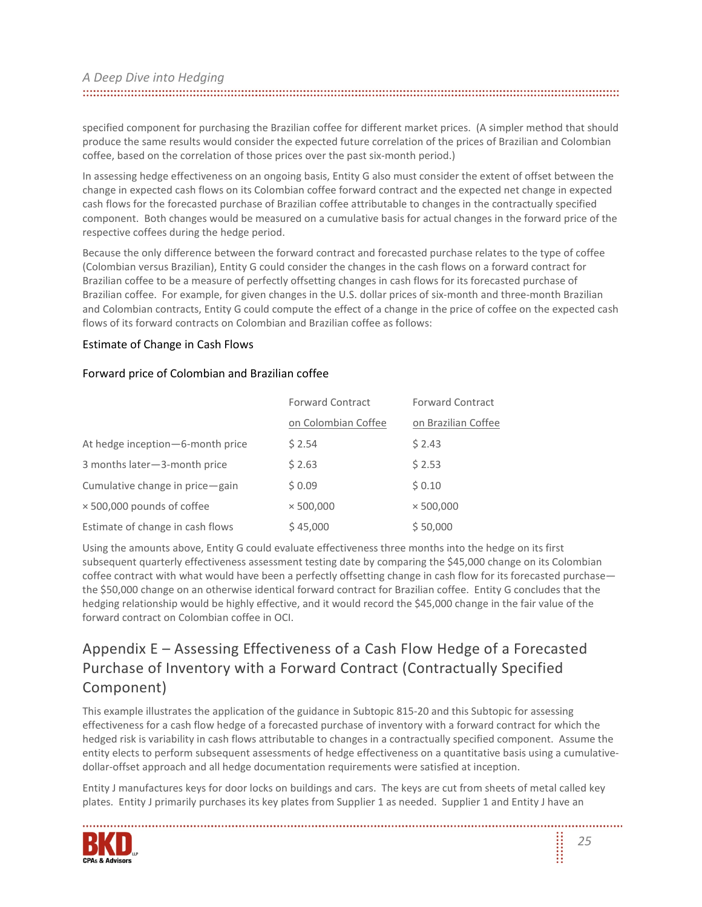specified component for purchasing the Brazilian coffee for different market prices. (A simpler method that should produce the same results would consider the expected future correlation of the prices of Brazilian and Colombian coffee, based on the correlation of those prices over the past six-month period.)

In assessing hedge effectiveness on an ongoing basis, Entity G also must consider the extent of offset between the change in expected cash flows on its Colombian coffee forward contract and the expected net change in expected cash flows for the forecasted purchase of Brazilian coffee attributable to changes in the contractually specified component. Both changes would be measured on a cumulative basis for actual changes in the forward price of the respective coffees during the hedge period.

Because the only difference between the forward contract and forecasted purchase relates to the type of coffee (Colombian versus Brazilian), Entity G could consider the changes in the cash flows on a forward contract for Brazilian coffee to be a measure of perfectly offsetting changes in cash flows for its forecasted purchase of Brazilian coffee. For example, for given changes in the U.S. dollar prices of six-month and three-month Brazilian and Colombian contracts, Entity G could compute the effect of a change in the price of coffee on the expected cash flows of its forward contracts on Colombian and Brazilian coffee as follows:

Estimate of Change in Cash Flows

Forward price of Colombian and Brazilian coffee

| | Forward Contract on Colombian Coffee | Forward Contract on Brazilian Coffee |
|---|---|---|
| At hedge inception—6-month price | $ 2.54 | $ 2.43 |
| 3 months later—3-month price | $ 2.63 | $ 2.53 |
| Cumulative change in price—gain | $ 0.09 | $ 0.10 |
| × 500,000 pounds of coffee | × 500,000 | × 500,000 |
| Estimate of change in cash flows | $ 45,000 | $ 50,000 |

Using the amounts above, Entity G could evaluate effectiveness three months into the hedge on its first subsequent quarterly effectiveness assessment testing date by comparing the $45,000 change on its Colombian coffee contract with what would have been a perfectly offsetting change in cash flow for its forecasted purchase—the $50,000 change on an otherwise identical forward contract for Brazilian coffee. Entity G concludes that the hedging relationship would be highly effective, and it would record the $45,000 change in the fair value of the forward contract on Colombian coffee in OCI.

## Appendix E – Assessing Effectiveness of a Cash Flow Hedge of a Forecasted Purchase of Inventory with a Forward Contract (Contractually Specified Component)

This example illustrates the application of the guidance in Subtopic 815-20 and this Subtopic for assessing effectiveness for a cash flow hedge of a forecasted purchase of inventory with a forward contract for which the hedged risk is variability in cash flows attributable to changes in a contractually specified component. Assume the entity elects to perform subsequent assessments of hedge effectiveness on a quantitative basis using a cumulative-dollar-offset approach and all hedge documentation requirements were satisfied at inception.

Entity J manufactures keys for door locks on buildings and cars. The keys are cut from sheets of metal called key plates. Entity J primarily purchases its key plates from Supplier 1 as needed. Supplier 1 and Entity J have an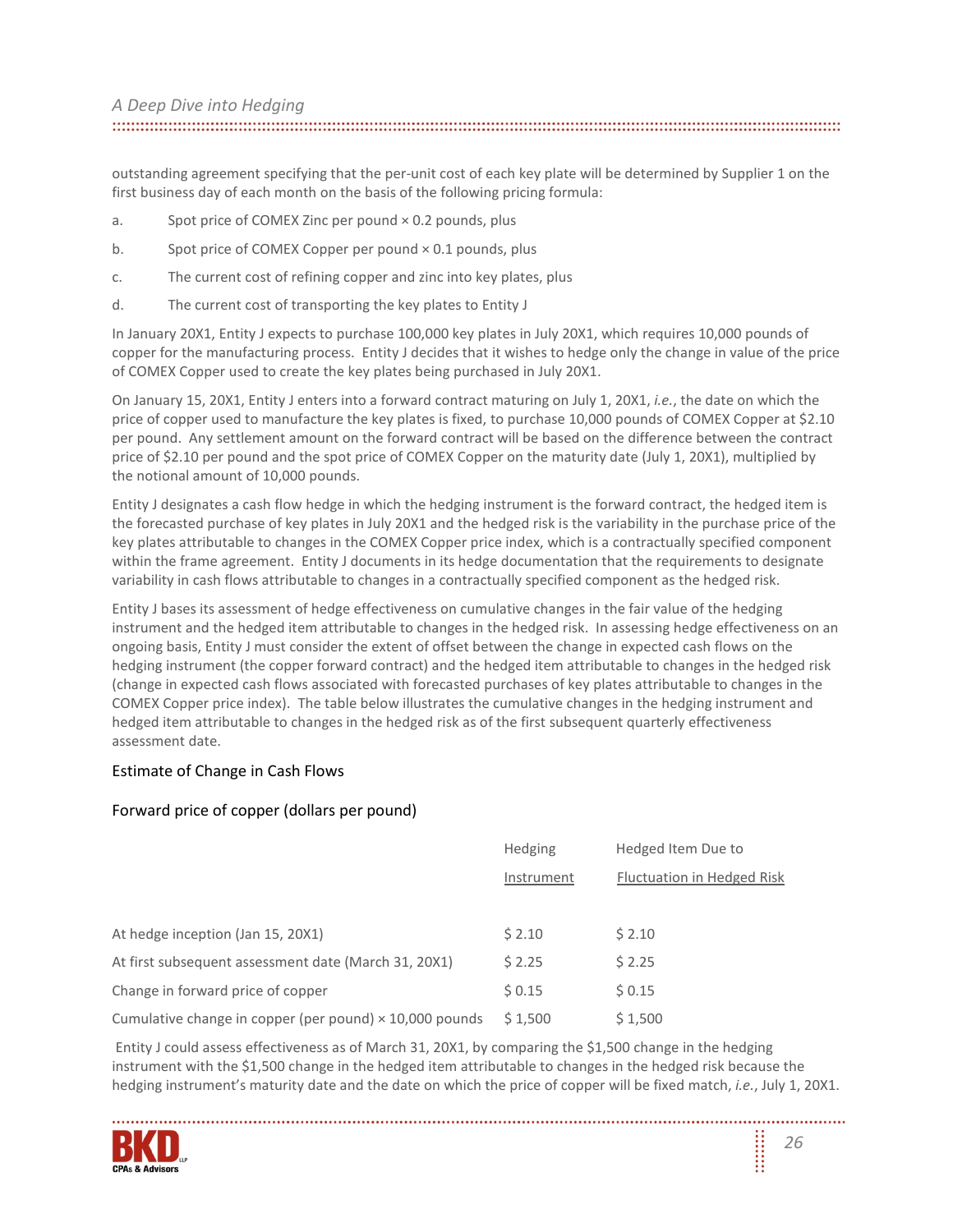outstanding agreement specifying that the per-unit cost of each key plate will be determined by Supplier 1 on the first business day of each month on the basis of the following pricing formula:

a. Spot price of COMEX Zinc per pound × 0.2 pounds, plus

b. Spot price of COMEX Copper per pound × 0.1 pounds, plus

c. The current cost of refining copper and zinc into key plates, plus

d. The current cost of transporting the key plates to Entity J

In January 20X1, Entity J expects to purchase 100,000 key plates in July 20X1, which requires 10,000 pounds of copper for the manufacturing process. Entity J decides that it wishes to hedge only the change in value of the price of COMEX Copper used to create the key plates being purchased in July 20X1.

On January 15, 20X1, Entity J enters into a forward contract maturing on July 1, 20X1, *i.e.*, the date on which the price of copper used to manufacture the key plates is fixed, to purchase 10,000 pounds of COMEX Copper at $2.10 per pound. Any settlement amount on the forward contract will be based on the difference between the contract price of $2.10 per pound and the spot price of COMEX Copper on the maturity date (July 1, 20X1), multiplied by the notional amount of 10,000 pounds.

Entity J designates a cash flow hedge in which the hedging instrument is the forward contract, the hedged item is the forecasted purchase of key plates in July 20X1 and the hedged risk is the variability in the purchase price of the key plates attributable to changes in the COMEX Copper price index, which is a contractually specified component within the frame agreement. Entity J documents in its hedge documentation that the requirements to designate variability in cash flows attributable to changes in a contractually specified component as the hedged risk.

Entity J bases its assessment of hedge effectiveness on cumulative changes in the fair value of the hedging instrument and the hedged item attributable to changes in the hedged risk. In assessing hedge effectiveness on an ongoing basis, Entity J must consider the extent of offset between the change in expected cash flows on the hedging instrument (the copper forward contract) and the hedged item attributable to changes in the hedged risk (change in expected cash flows associated with forecasted purchases of key plates attributable to changes in the COMEX Copper price index). The table below illustrates the cumulative changes in the hedging instrument and hedged item attributable to changes in the hedged risk as of the first subsequent quarterly effectiveness assessment date.

Estimate of Change in Cash Flows

Forward price of copper (dollars per pound)

| | Hedging Instrument | Hedged Item Due to Fluctuation in Hedged Risk |
|---|---|---|
| At hedge inception (Jan 15, 20X1) | $ 2.10 | $ 2.10 |
| At first subsequent assessment date (March 31, 20X1) | $ 2.25 | $ 2.25 |
| Change in forward price of copper | $ 0.15 | $ 0.15 |
| Cumulative change in copper (per pound) × 10,000 pounds | $ 1,500 | $ 1,500 |

Entity J could assess effectiveness as of March 31, 20X1, by comparing the $1,500 change in the hedging instrument with the $1,500 change in the hedged item attributable to changes in the hedged risk because the hedging instrument's maturity date and the date on which the price of copper will be fixed match, *i.e.*, July 1, 20X1.